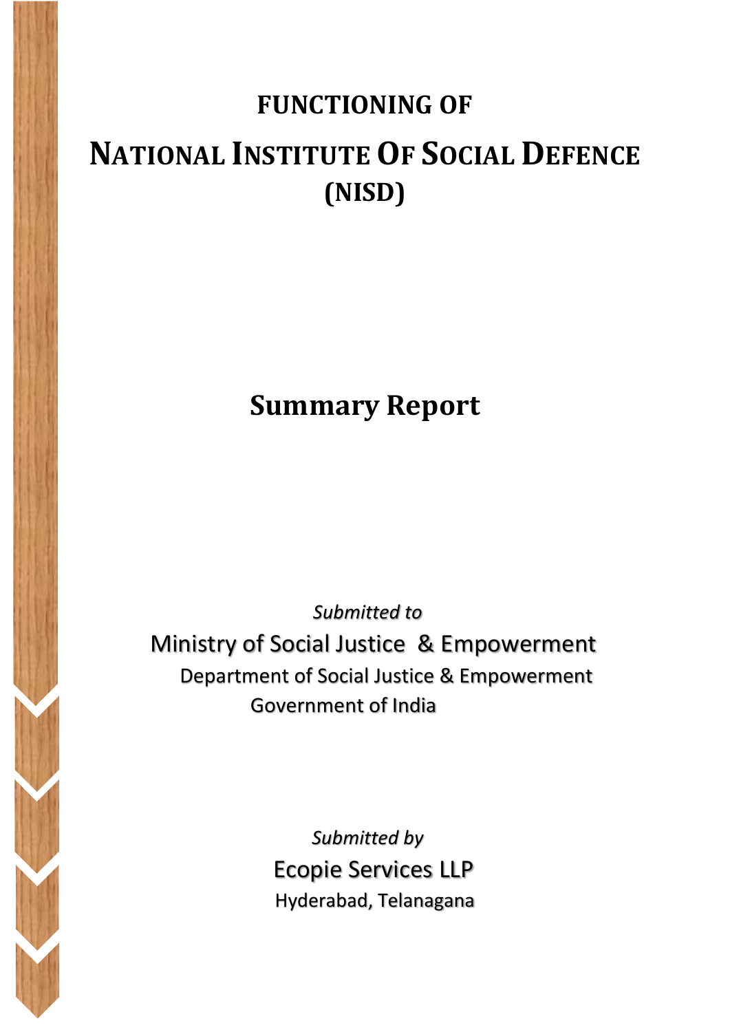# FUNCTIONING OF

# NATIONAL INSTITUTE OF SOCIAL DEFENCE (NISD)

## Summary Report

*Submitted to*

Ministry of Social Justice & Empowerment

Department of Social Justice & Empowerment

Government of India

*Submitted by*

Ecopie Services LLP

Hyderabad, Telanagana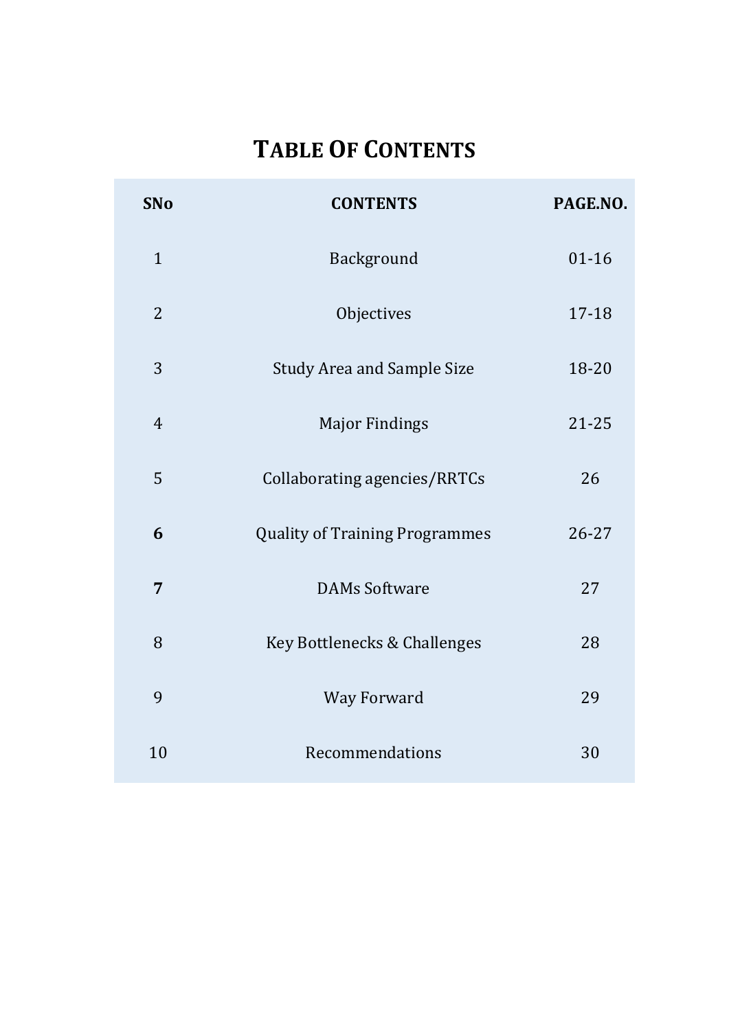# TABLE OF CONTENTS

| SNo | CONTENTS | PAGE.NO. |
|---|---|---|
| 1 | Background | 01-16 |
| 2 | Objectives | 17-18 |
| 3 | Study Area and Sample Size | 18-20 |
| 4 | Major Findings | 21-25 |
| 5 | Collaborating agencies/RRTCs | 26 |
| **6** | Quality of Training Programmes | 26-27 |
| **7** | DAMs Software | 27 |
| 8 | Key Bottlenecks & Challenges | 28 |
| 9 | Way Forward | 29 |
| 10 | Recommendations | 30 |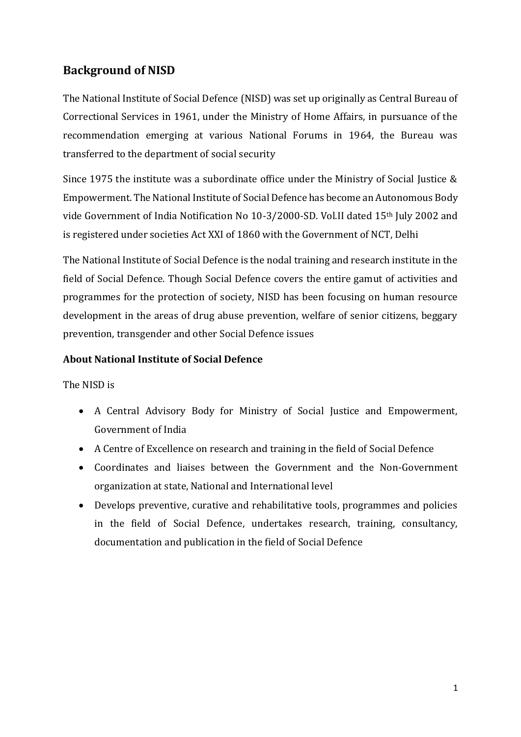## Background of NISD

The National Institute of Social Defence (NISD) was set up originally as Central Bureau of Correctional Services in 1961, under the Ministry of Home Affairs, in pursuance of the recommendation emerging at various National Forums in 1964, the Bureau was transferred to the department of social security

Since 1975 the institute was a subordinate office under the Ministry of Social Justice & Empowerment. The National Institute of Social Defence has become an Autonomous Body vide Government of India Notification No 10-3/2000-SD. Vol.II dated 15th July 2002 and is registered under societies Act XXI of 1860 with the Government of NCT, Delhi

The National Institute of Social Defence is the nodal training and research institute in the field of Social Defence. Though Social Defence covers the entire gamut of activities and programmes for the protection of society, NISD has been focusing on human resource development in the areas of drug abuse prevention, welfare of senior citizens, beggary prevention, transgender and other Social Defence issues

**About National Institute of Social Defence**

The NISD is

- A Central Advisory Body for Ministry of Social Justice and Empowerment, Government of India
- A Centre of Excellence on research and training in the field of Social Defence
- Coordinates and liaises between the Government and the Non-Government organization at state, National and International level
- Develops preventive, curative and rehabilitative tools, programmes and policies in the field of Social Defence, undertakes research, training, consultancy, documentation and publication in the field of Social Defence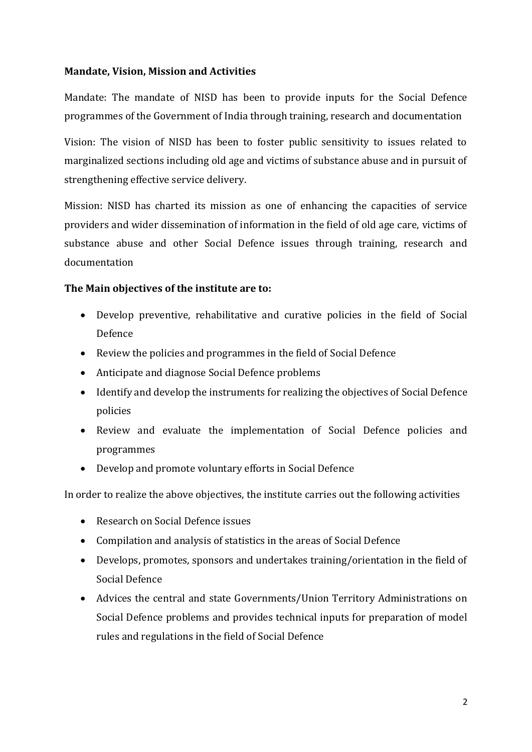**Mandate, Vision, Mission and Activities**

Mandate: The mandate of NISD has been to provide inputs for the Social Defence programmes of the Government of India through training, research and documentation

Vision: The vision of NISD has been to foster public sensitivity to issues related to marginalized sections including old age and victims of substance abuse and in pursuit of strengthening effective service delivery.

Mission: NISD has charted its mission as one of enhancing the capacities of service providers and wider dissemination of information in the field of old age care, victims of substance abuse and other Social Defence issues through training, research and documentation

**The Main objectives of the institute are to:**

- Develop preventive, rehabilitative and curative policies in the field of Social Defence
- Review the policies and programmes in the field of Social Defence
- Anticipate and diagnose Social Defence problems
- Identify and develop the instruments for realizing the objectives of Social Defence policies
- Review and evaluate the implementation of Social Defence policies and programmes
- Develop and promote voluntary efforts in Social Defence

In order to realize the above objectives, the institute carries out the following activities

- Research on Social Defence issues
- Compilation and analysis of statistics in the areas of Social Defence
- Develops, promotes, sponsors and undertakes training/orientation in the field of Social Defence
- Advices the central and state Governments/Union Territory Administrations on Social Defence problems and provides technical inputs for preparation of model rules and regulations in the field of Social Defence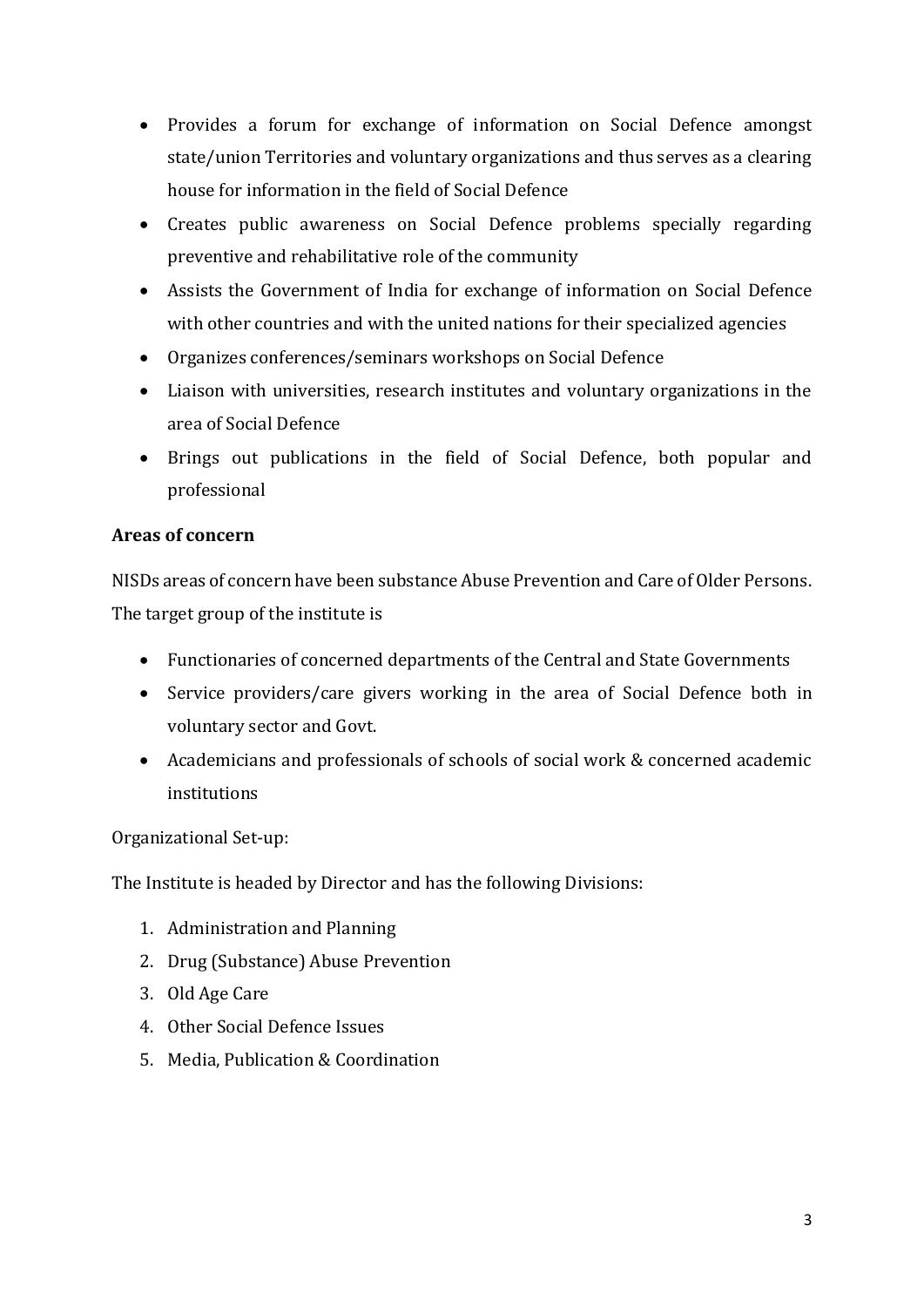- Provides a forum for exchange of information on Social Defence amongst state/union Territories and voluntary organizations and thus serves as a clearing house for information in the field of Social Defence
- Creates public awareness on Social Defence problems specially regarding preventive and rehabilitative role of the community
- Assists the Government of India for exchange of information on Social Defence with other countries and with the united nations for their specialized agencies
- Organizes conferences/seminars workshops on Social Defence
- Liaison with universities, research institutes and voluntary organizations in the area of Social Defence
- Brings out publications in the field of Social Defence, both popular and professional

**Areas of concern**

NISDs areas of concern have been substance Abuse Prevention and Care of Older Persons. The target group of the institute is

- Functionaries of concerned departments of the Central and State Governments
- Service providers/care givers working in the area of Social Defence both in voluntary sector and Govt.
- Academicians and professionals of schools of social work & concerned academic institutions

Organizational Set-up:

The Institute is headed by Director and has the following Divisions:

1. Administration and Planning
2. Drug (Substance) Abuse Prevention
3. Old Age Care
4. Other Social Defence Issues
5. Media, Publication & Coordination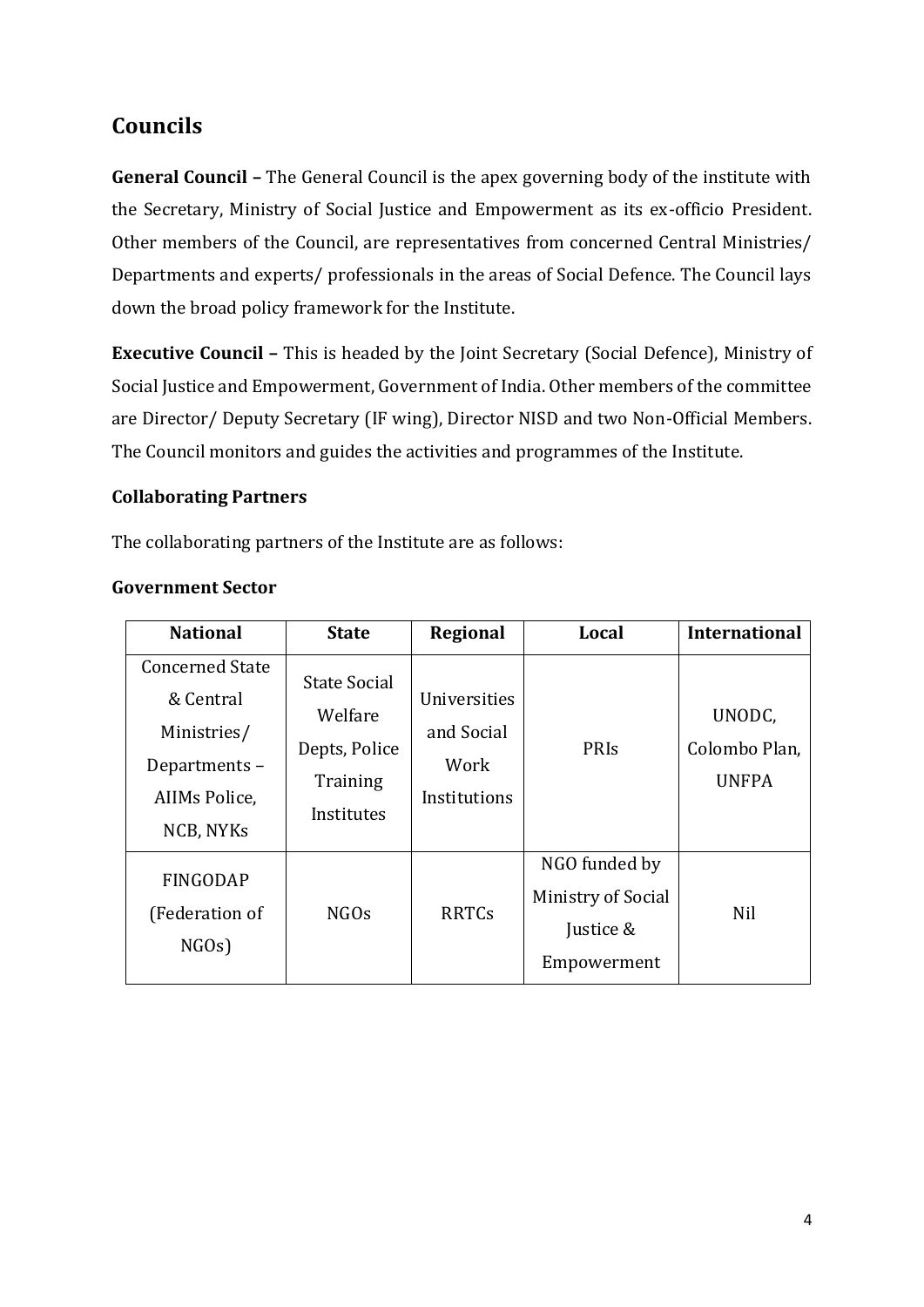## Councils

**General Council –** The General Council is the apex governing body of the institute with the Secretary, Ministry of Social Justice and Empowerment as its ex-officio President. Other members of the Council, are representatives from concerned Central Ministries/ Departments and experts/ professionals in the areas of Social Defence. The Council lays down the broad policy framework for the Institute.

**Executive Council –** This is headed by the Joint Secretary (Social Defence), Ministry of Social Justice and Empowerment, Government of India. Other members of the committee are Director/ Deputy Secretary (IF wing), Director NISD and two Non-Official Members. The Council monitors and guides the activities and programmes of the Institute.

**Collaborating Partners**

The collaborating partners of the Institute are as follows:

**Government Sector**

| National | State | Regional | Local | International |
|---|---|---|---|---|
| Concerned State & Central Ministries/ Departments – AIIMs Police, NCB, NYKs | State Social Welfare Depts, Police Training Institutes | Universities and Social Work Institutions | PRIs | UNODC, Colombo Plan, UNFPA |
| FINGODAP (Federation of NGOs) | NGOs | RRTCs | NGO funded by Ministry of Social Justice & Empowerment | Nil |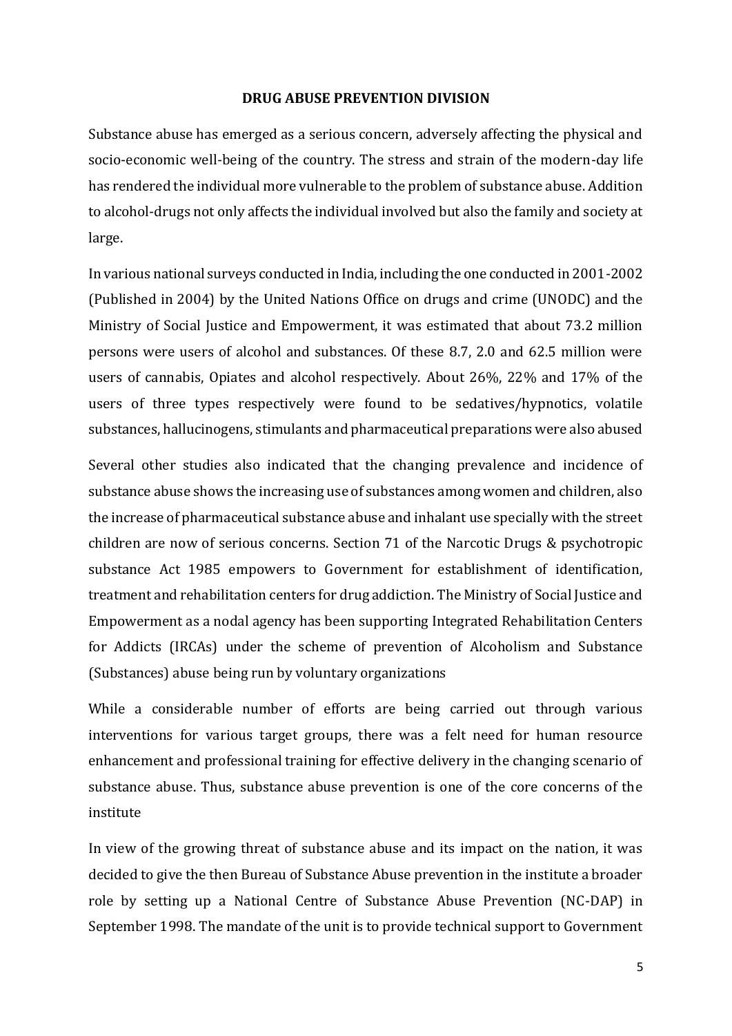# DRUG ABUSE PREVENTION DIVISION

Substance abuse has emerged as a serious concern, adversely affecting the physical and socio-economic well-being of the country. The stress and strain of the modern-day life has rendered the individual more vulnerable to the problem of substance abuse. Addition to alcohol-drugs not only affects the individual involved but also the family and society at large.

In various national surveys conducted in India, including the one conducted in 2001-2002 (Published in 2004) by the United Nations Office on drugs and crime (UNODC) and the Ministry of Social Justice and Empowerment, it was estimated that about 73.2 million persons were users of alcohol and substances. Of these 8.7, 2.0 and 62.5 million were users of cannabis, Opiates and alcohol respectively. About 26%, 22% and 17% of the users of three types respectively were found to be sedatives/hypnotics, volatile substances, hallucinogens, stimulants and pharmaceutical preparations were also abused

Several other studies also indicated that the changing prevalence and incidence of substance abuse shows the increasing use of substances among women and children, also the increase of pharmaceutical substance abuse and inhalant use specially with the street children are now of serious concerns. Section 71 of the Narcotic Drugs & psychotropic substance Act 1985 empowers to Government for establishment of identification, treatment and rehabilitation centers for drug addiction. The Ministry of Social Justice and Empowerment as a nodal agency has been supporting Integrated Rehabilitation Centers for Addicts (IRCAs) under the scheme of prevention of Alcoholism and Substance (Substances) abuse being run by voluntary organizations

While a considerable number of efforts are being carried out through various interventions for various target groups, there was a felt need for human resource enhancement and professional training for effective delivery in the changing scenario of substance abuse. Thus, substance abuse prevention is one of the core concerns of the institute

In view of the growing threat of substance abuse and its impact on the nation, it was decided to give the then Bureau of Substance Abuse prevention in the institute a broader role by setting up a National Centre of Substance Abuse Prevention (NC-DAP) in September 1998. The mandate of the unit is to provide technical support to Government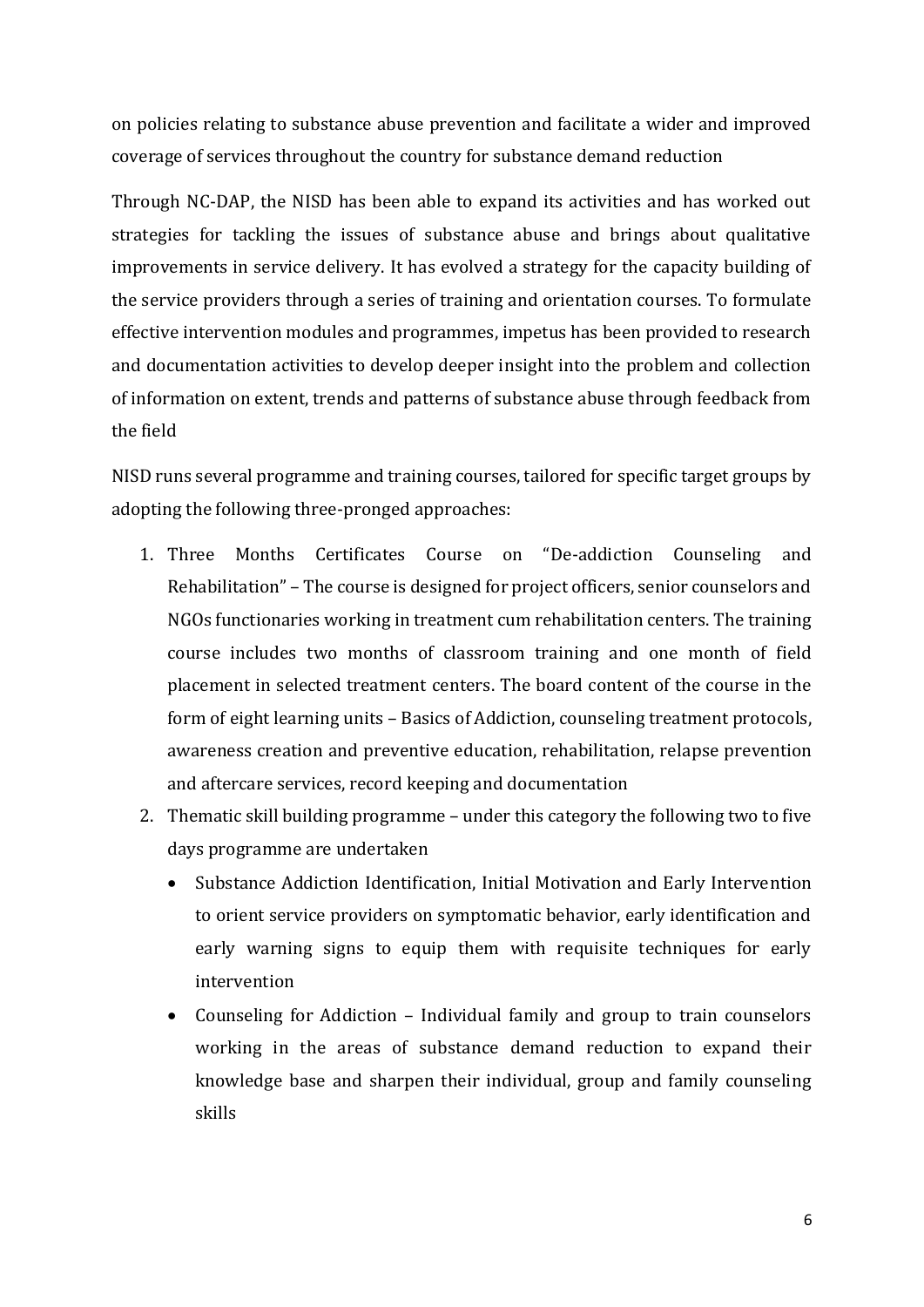on policies relating to substance abuse prevention and facilitate a wider and improved coverage of services throughout the country for substance demand reduction

Through NC-DAP, the NISD has been able to expand its activities and has worked out strategies for tackling the issues of substance abuse and brings about qualitative improvements in service delivery. It has evolved a strategy for the capacity building of the service providers through a series of training and orientation courses. To formulate effective intervention modules and programmes, impetus has been provided to research and documentation activities to develop deeper insight into the problem and collection of information on extent, trends and patterns of substance abuse through feedback from the field

NISD runs several programme and training courses, tailored for specific target groups by adopting the following three-pronged approaches:

1. Three Months Certificates Course on "De-addiction Counseling and Rehabilitation" – The course is designed for project officers, senior counselors and NGOs functionaries working in treatment cum rehabilitation centers. The training course includes two months of classroom training and one month of field placement in selected treatment centers. The board content of the course in the form of eight learning units – Basics of Addiction, counseling treatment protocols, awareness creation and preventive education, rehabilitation, relapse prevention and aftercare services, record keeping and documentation
2. Thematic skill building programme – under this category the following two to five days programme are undertaken
   - Substance Addiction Identification, Initial Motivation and Early Intervention to orient service providers on symptomatic behavior, early identification and early warning signs to equip them with requisite techniques for early intervention
   - Counseling for Addiction – Individual family and group to train counselors working in the areas of substance demand reduction to expand their knowledge base and sharpen their individual, group and family counseling skills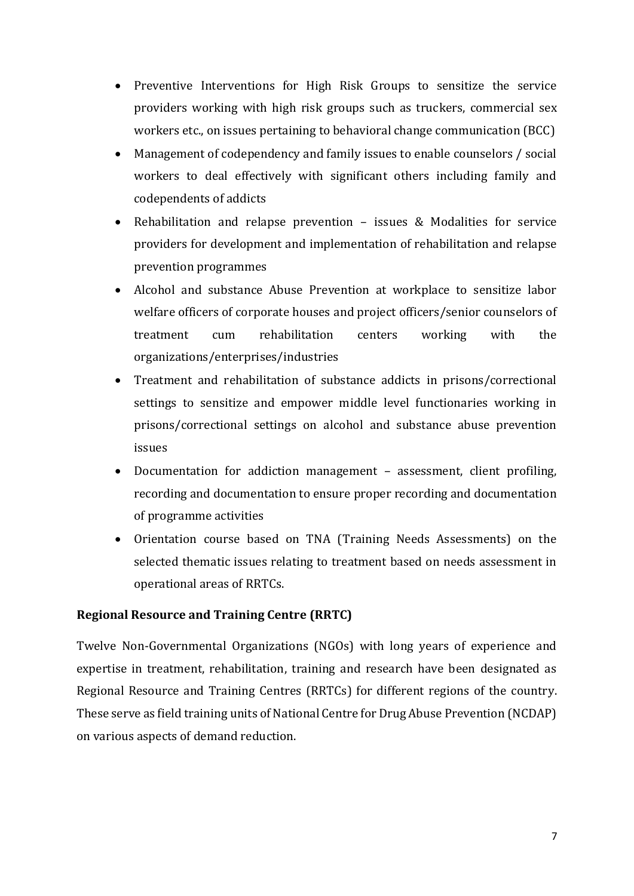- Preventive Interventions for High Risk Groups to sensitize the service providers working with high risk groups such as truckers, commercial sex workers etc., on issues pertaining to behavioral change communication (BCC)
- Management of codependency and family issues to enable counselors / social workers to deal effectively with significant others including family and codependents of addicts
- Rehabilitation and relapse prevention – issues & Modalities for service providers for development and implementation of rehabilitation and relapse prevention programmes
- Alcohol and substance Abuse Prevention at workplace to sensitize labor welfare officers of corporate houses and project officers/senior counselors of treatment cum rehabilitation centers working with the organizations/enterprises/industries
- Treatment and rehabilitation of substance addicts in prisons/correctional settings to sensitize and empower middle level functionaries working in prisons/correctional settings on alcohol and substance abuse prevention issues
- Documentation for addiction management – assessment, client profiling, recording and documentation to ensure proper recording and documentation of programme activities
- Orientation course based on TNA (Training Needs Assessments) on the selected thematic issues relating to treatment based on needs assessment in operational areas of RRTCs.

**Regional Resource and Training Centre (RRTC)**

Twelve Non-Governmental Organizations (NGOs) with long years of experience and expertise in treatment, rehabilitation, training and research have been designated as Regional Resource and Training Centres (RRTCs) for different regions of the country. These serve as field training units of National Centre for Drug Abuse Prevention (NCDAP) on various aspects of demand reduction.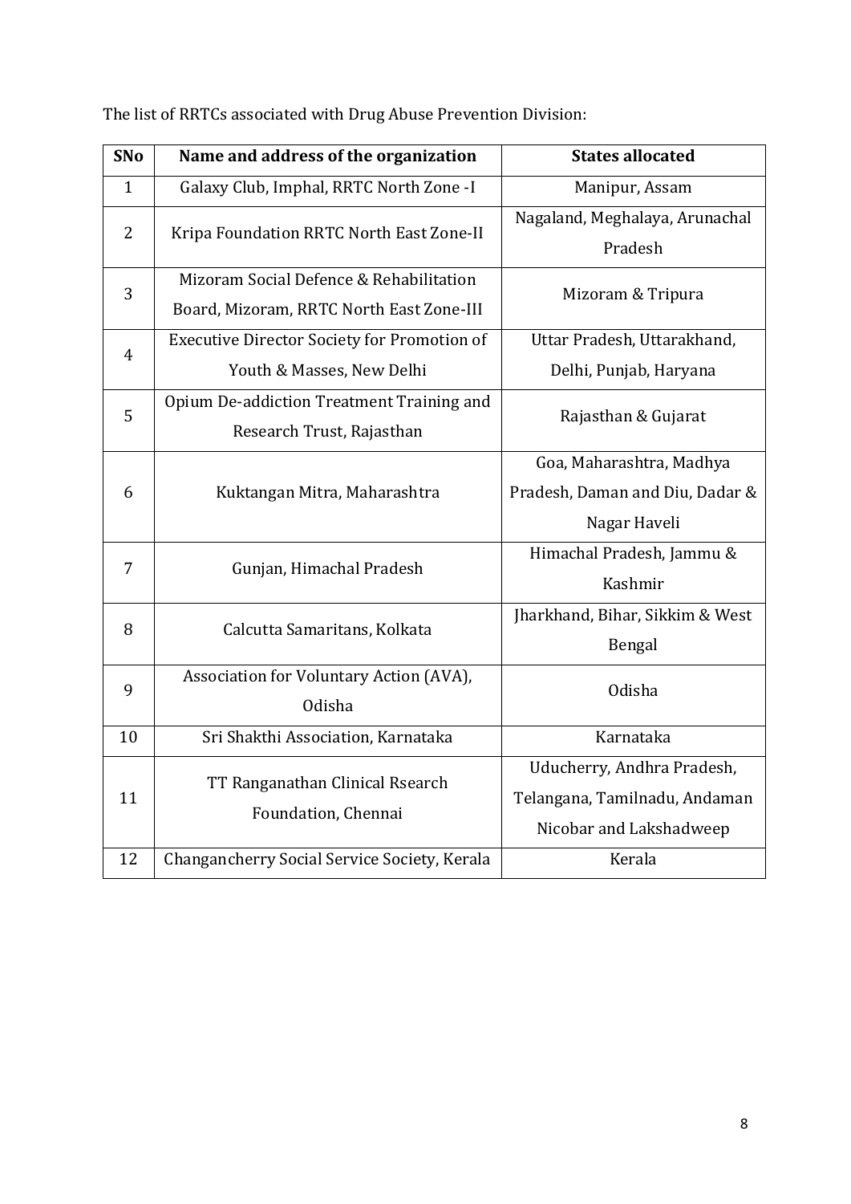The list of RRTCs associated with Drug Abuse Prevention Division:

| SNo | Name and address of the organization | States allocated |
|---|---|---|
| 1 | Galaxy Club, Imphal, RRTC North Zone -I | Manipur, Assam |
| 2 | Kripa Foundation RRTC North East Zone-II | Nagaland, Meghalaya, Arunachal Pradesh |
| 3 | Mizoram Social Defence & Rehabilitation Board, Mizoram, RRTC North East Zone-III | Mizoram & Tripura |
| 4 | Executive Director Society for Promotion of Youth & Masses, New Delhi | Uttar Pradesh, Uttarakhand, Delhi, Punjab, Haryana |
| 5 | Opium De-addiction Treatment Training and Research Trust, Rajasthan | Rajasthan & Gujarat |
| 6 | Kuktangan Mitra, Maharashtra | Goa, Maharashtra, Madhya Pradesh, Daman and Diu, Dadar & Nagar Haveli |
| 7 | Gunjan, Himachal Pradesh | Himachal Pradesh, Jammu & Kashmir |
| 8 | Calcutta Samaritans, Kolkata | Jharkhand, Bihar, Sikkim & West Bengal |
| 9 | Association for Voluntary Action (AVA), Odisha | Odisha |
| 10 | Sri Shakthi Association, Karnataka | Karnataka |
| 11 | TT Ranganathan Clinical Rsearch Foundation, Chennai | Uducherry, Andhra Pradesh, Telangana, Tamilnadu, Andaman Nicobar and Lakshadweep |
| 12 | Changancherry Social Service Society, Kerala | Kerala |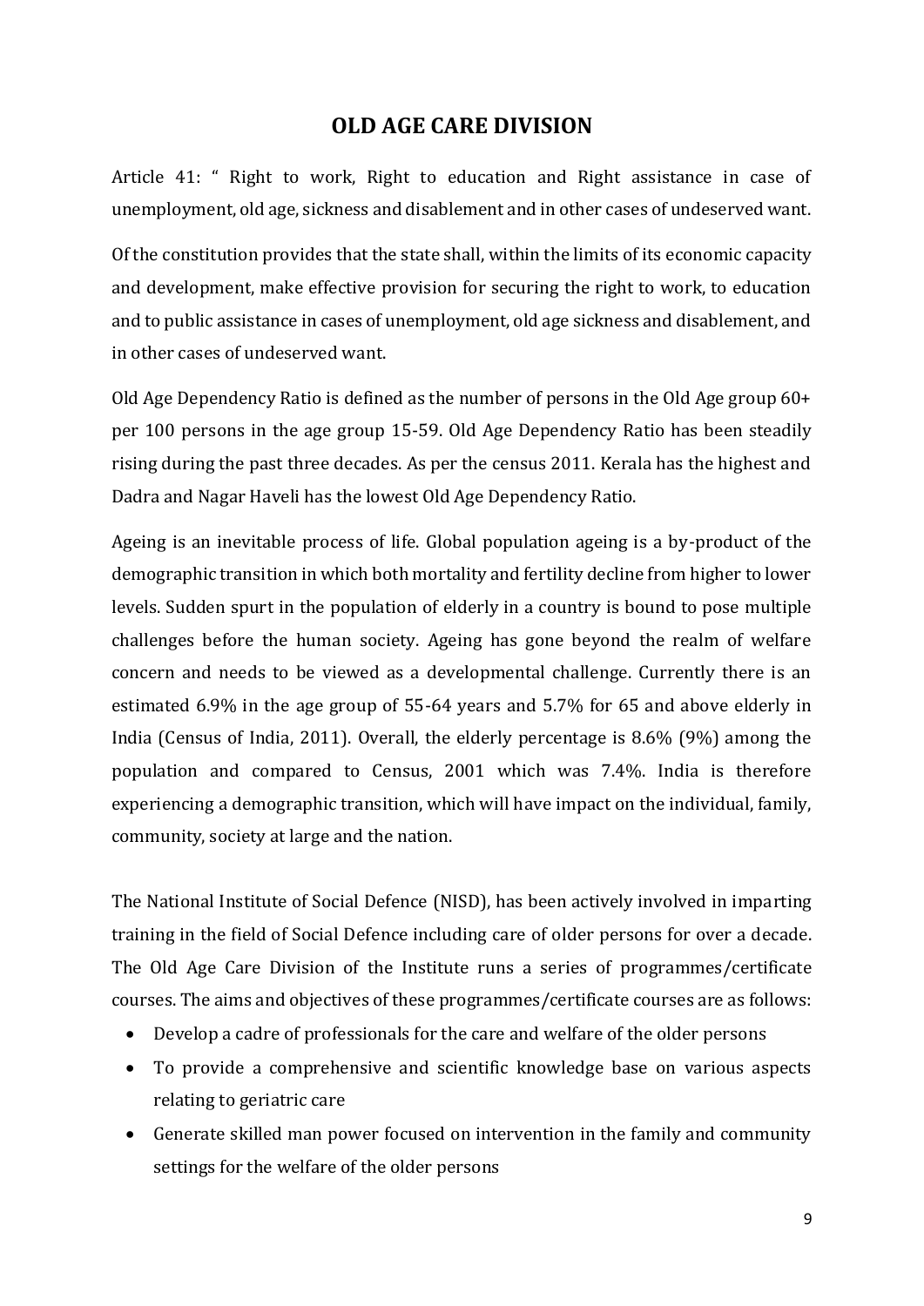## OLD AGE CARE DIVISION

Article 41: " Right to work, Right to education and Right assistance in case of unemployment, old age, sickness and disablement and in other cases of undeserved want.

Of the constitution provides that the state shall, within the limits of its economic capacity and development, make effective provision for securing the right to work, to education and to public assistance in cases of unemployment, old age sickness and disablement, and in other cases of undeserved want.

Old Age Dependency Ratio is defined as the number of persons in the Old Age group 60+ per 100 persons in the age group 15-59. Old Age Dependency Ratio has been steadily rising during the past three decades. As per the census 2011. Kerala has the highest and Dadra and Nagar Haveli has the lowest Old Age Dependency Ratio.

Ageing is an inevitable process of life. Global population ageing is a by-product of the demographic transition in which both mortality and fertility decline from higher to lower levels. Sudden spurt in the population of elderly in a country is bound to pose multiple challenges before the human society. Ageing has gone beyond the realm of welfare concern and needs to be viewed as a developmental challenge. Currently there is an estimated 6.9% in the age group of 55-64 years and 5.7% for 65 and above elderly in India (Census of India, 2011). Overall, the elderly percentage is 8.6% (9%) among the population and compared to Census, 2001 which was 7.4%. India is therefore experiencing a demographic transition, which will have impact on the individual, family, community, society at large and the nation.

The National Institute of Social Defence (NISD), has been actively involved in imparting training in the field of Social Defence including care of older persons for over a decade. The Old Age Care Division of the Institute runs a series of programmes/certificate courses. The aims and objectives of these programmes/certificate courses are as follows:

- Develop a cadre of professionals for the care and welfare of the older persons
- To provide a comprehensive and scientific knowledge base on various aspects relating to geriatric care
- Generate skilled man power focused on intervention in the family and community settings for the welfare of the older persons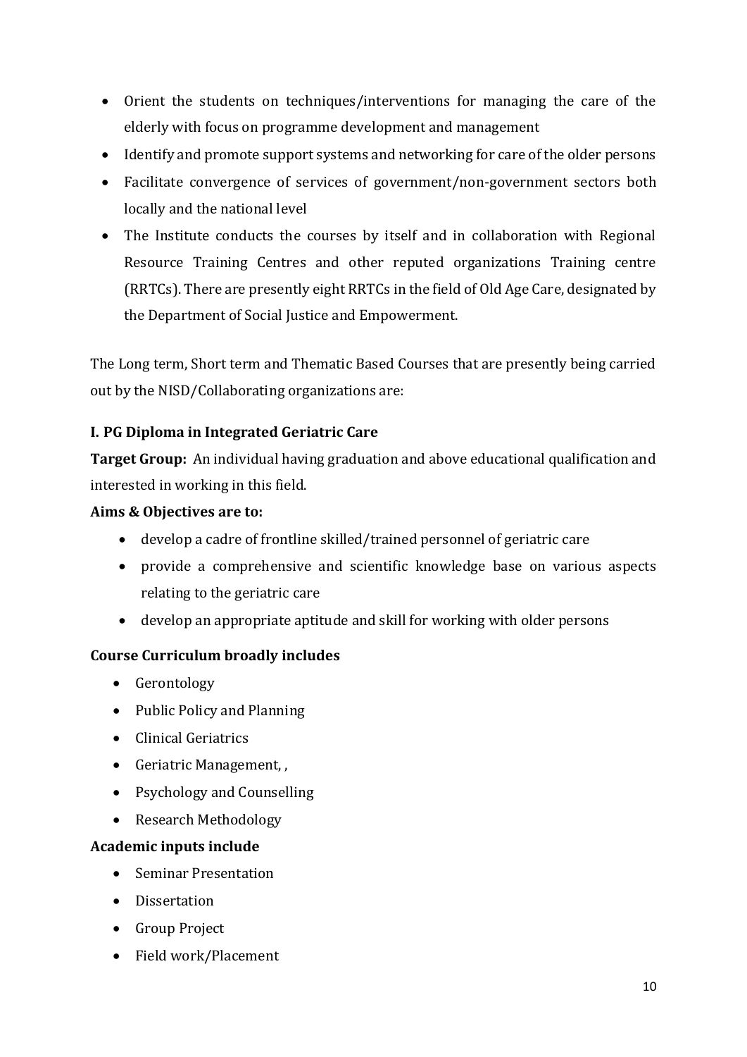- Orient the students on techniques/interventions for managing the care of the elderly with focus on programme development and management
- Identify and promote support systems and networking for care of the older persons
- Facilitate convergence of services of government/non-government sectors both locally and the national level
- The Institute conducts the courses by itself and in collaboration with Regional Resource Training Centres and other reputed organizations Training centre (RRTCs). There are presently eight RRTCs in the field of Old Age Care, designated by the Department of Social Justice and Empowerment.

The Long term, Short term and Thematic Based Courses that are presently being carried out by the NISD/Collaborating organizations are:

### I. PG Diploma in Integrated Geriatric Care

**Target Group:** An individual having graduation and above educational qualification and interested in working in this field.

**Aims & Objectives are to:**

- develop a cadre of frontline skilled/trained personnel of geriatric care
- provide a comprehensive and scientific knowledge base on various aspects relating to the geriatric care
- develop an appropriate aptitude and skill for working with older persons

**Course Curriculum broadly includes**

- Gerontology
- Public Policy and Planning
- Clinical Geriatrics
- Geriatric Management, ,
- Psychology and Counselling
- Research Methodology

**Academic inputs include**

- Seminar Presentation
- Dissertation
- Group Project
- Field work/Placement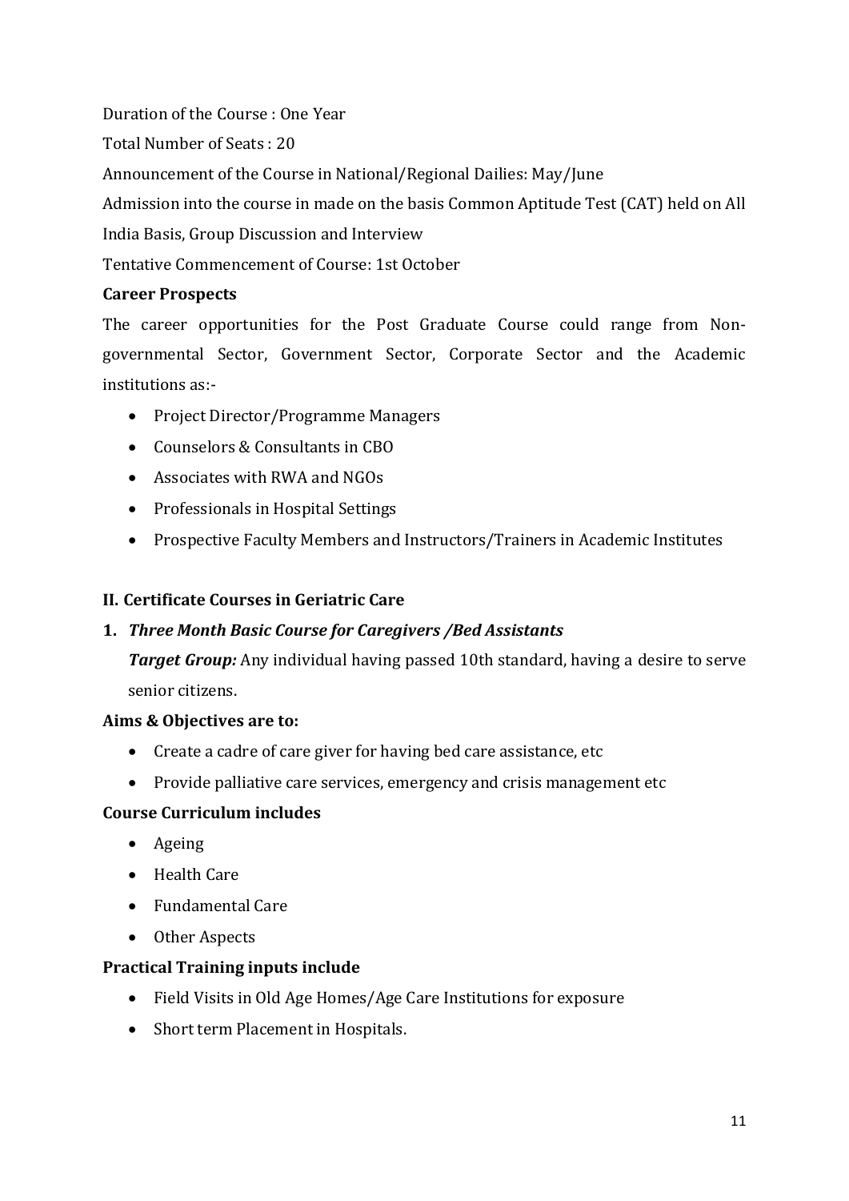Duration of the Course : One Year

Total Number of Seats : 20

Announcement of the Course in National/Regional Dailies: May/June

Admission into the course in made on the basis Common Aptitude Test (CAT) held on All India Basis, Group Discussion and Interview

Tentative Commencement of Course: 1st October

**Career Prospects**

The career opportunities for the Post Graduate Course could range from Non-governmental Sector, Government Sector, Corporate Sector and the Academic institutions as:-

- Project Director/Programme Managers
- Counselors & Consultants in CBO
- Associates with RWA and NGOs
- Professionals in Hospital Settings
- Prospective Faculty Members and Instructors/Trainers in Academic Institutes

## II. Certificate Courses in Geriatric Care

### 1. *Three Month Basic Course for Caregivers /Bed Assistants*

***Target Group:*** Any individual having passed 10th standard, having a desire to serve senior citizens.

**Aims & Objectives are to:**

- Create a cadre of care giver for having bed care assistance, etc
- Provide palliative care services, emergency and crisis management etc

**Course Curriculum includes**

- Ageing
- Health Care
- Fundamental Care
- Other Aspects

**Practical Training inputs include**

- Field Visits in Old Age Homes/Age Care Institutions for exposure
- Short term Placement in Hospitals.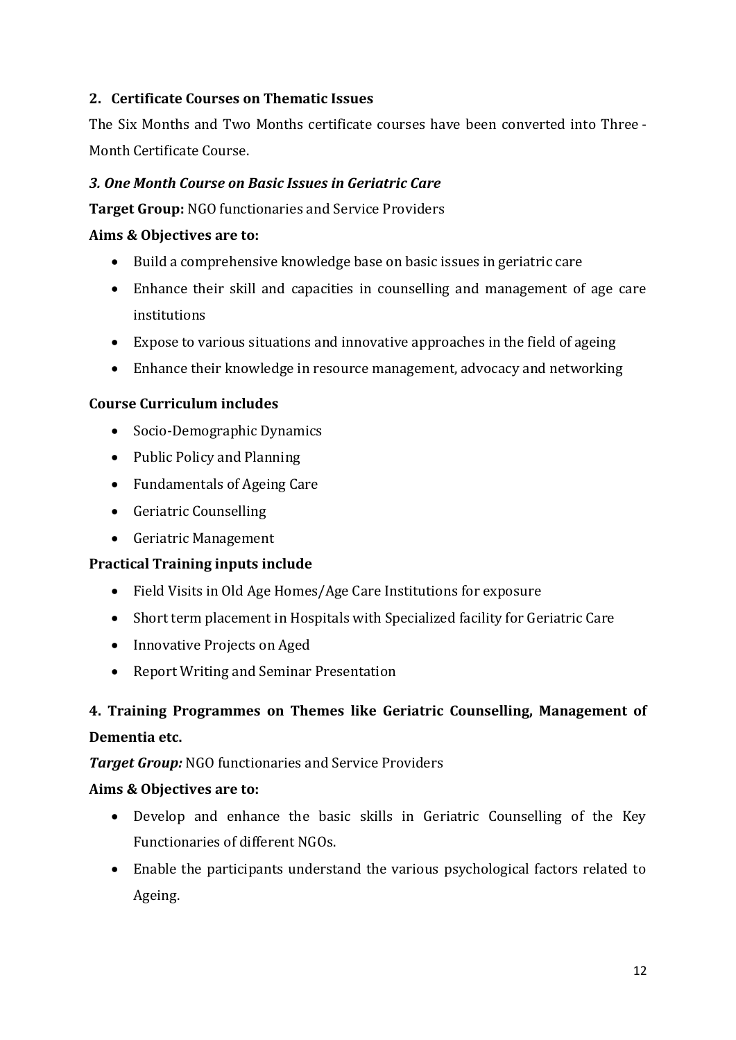## 2. Certificate Courses on Thematic Issues

The Six Months and Two Months certificate courses have been converted into Three - Month Certificate Course.

### *3. One Month Course on Basic Issues in Geriatric Care*

**Target Group:** NGO functionaries and Service Providers

**Aims & Objectives are to:**

- Build a comprehensive knowledge base on basic issues in geriatric care
- Enhance their skill and capacities in counselling and management of age care institutions
- Expose to various situations and innovative approaches in the field of ageing
- Enhance their knowledge in resource management, advocacy and networking

**Course Curriculum includes**

- Socio-Demographic Dynamics
- Public Policy and Planning
- Fundamentals of Ageing Care
- Geriatric Counselling
- Geriatric Management

**Practical Training inputs include**

- Field Visits in Old Age Homes/Age Care Institutions for exposure
- Short term placement in Hospitals with Specialized facility for Geriatric Care
- Innovative Projects on Aged
- Report Writing and Seminar Presentation

### 4. Training Programmes on Themes like Geriatric Counselling, Management of Dementia etc.

***Target Group:*** NGO functionaries and Service Providers

**Aims & Objectives are to:**

- Develop and enhance the basic skills in Geriatric Counselling of the Key Functionaries of different NGOs.
- Enable the participants understand the various psychological factors related to Ageing.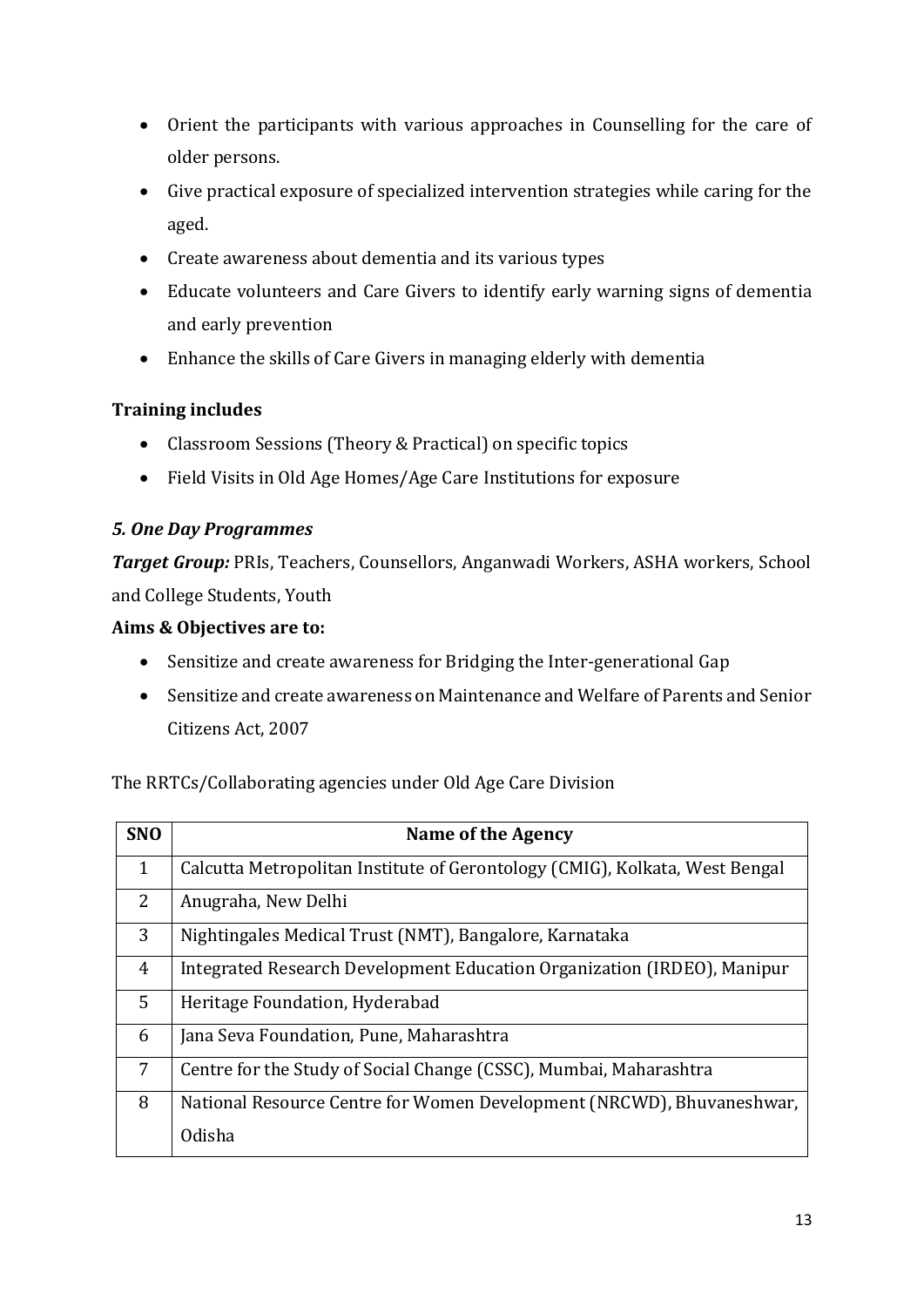- Orient the participants with various approaches in Counselling for the care of older persons.
- Give practical exposure of specialized intervention strategies while caring for the aged.
- Create awareness about dementia and its various types
- Educate volunteers and Care Givers to identify early warning signs of dementia and early prevention
- Enhance the skills of Care Givers in managing elderly with dementia

**Training includes**

- Classroom Sessions (Theory & Practical) on specific topics
- Field Visits in Old Age Homes/Age Care Institutions for exposure

***5. One Day Programmes***

***Target Group:*** PRIs, Teachers, Counsellors, Anganwadi Workers, ASHA workers, School and College Students, Youth

**Aims & Objectives are to:**

- Sensitize and create awareness for Bridging the Inter-generational Gap
- Sensitize and create awareness on Maintenance and Welfare of Parents and Senior Citizens Act, 2007

The RRTCs/Collaborating agencies under Old Age Care Division

| SNO | Name of the Agency |
|---|---|
| 1 | Calcutta Metropolitan Institute of Gerontology (CMIG), Kolkata, West Bengal |
| 2 | Anugraha, New Delhi |
| 3 | Nightingales Medical Trust (NMT), Bangalore, Karnataka |
| 4 | Integrated Research Development Education Organization (IRDEO), Manipur |
| 5 | Heritage Foundation, Hyderabad |
| 6 | Jana Seva Foundation, Pune, Maharashtra |
| 7 | Centre for the Study of Social Change (CSSC), Mumbai, Maharashtra |
| 8 | National Resource Centre for Women Development (NRCWD), Bhuvaneshwar, Odisha |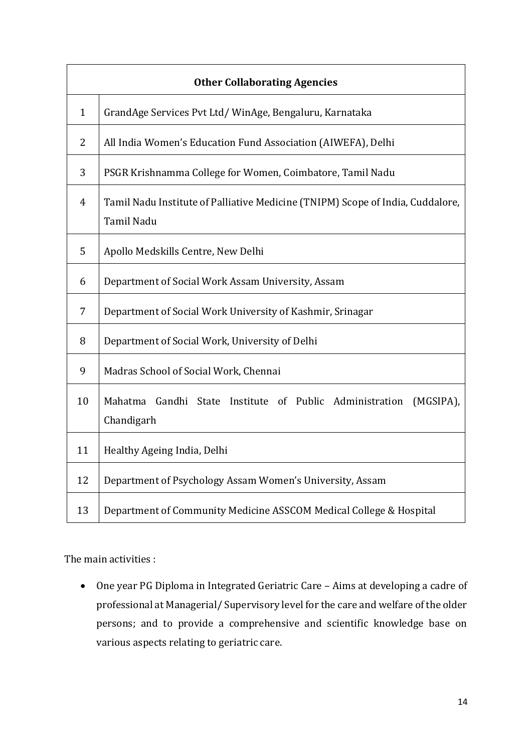| Other Collaborating Agencies | |
|---|---|
| 1 | GrandAge Services Pvt Ltd/ WinAge, Bengaluru, Karnataka |
| 2 | All India Women's Education Fund Association (AIWEFA), Delhi |
| 3 | PSGR Krishnamma College for Women, Coimbatore, Tamil Nadu |
| 4 | Tamil Nadu Institute of Palliative Medicine (TNIPM) Scope of India, Cuddalore, Tamil Nadu |
| 5 | Apollo Medskills Centre, New Delhi |
| 6 | Department of Social Work Assam University, Assam |
| 7 | Department of Social Work University of Kashmir, Srinagar |
| 8 | Department of Social Work, University of Delhi |
| 9 | Madras School of Social Work, Chennai |
| 10 | Mahatma Gandhi State Institute of Public Administration (MGSIPA), Chandigarh |
| 11 | Healthy Ageing India, Delhi |
| 12 | Department of Psychology Assam Women's University, Assam |
| 13 | Department of Community Medicine ASSCOM Medical College & Hospital |

The main activities :

- One year PG Diploma in Integrated Geriatric Care – Aims at developing a cadre of professional at Managerial/ Supervisory level for the care and welfare of the older persons; and to provide a comprehensive and scientific knowledge base on various aspects relating to geriatric care.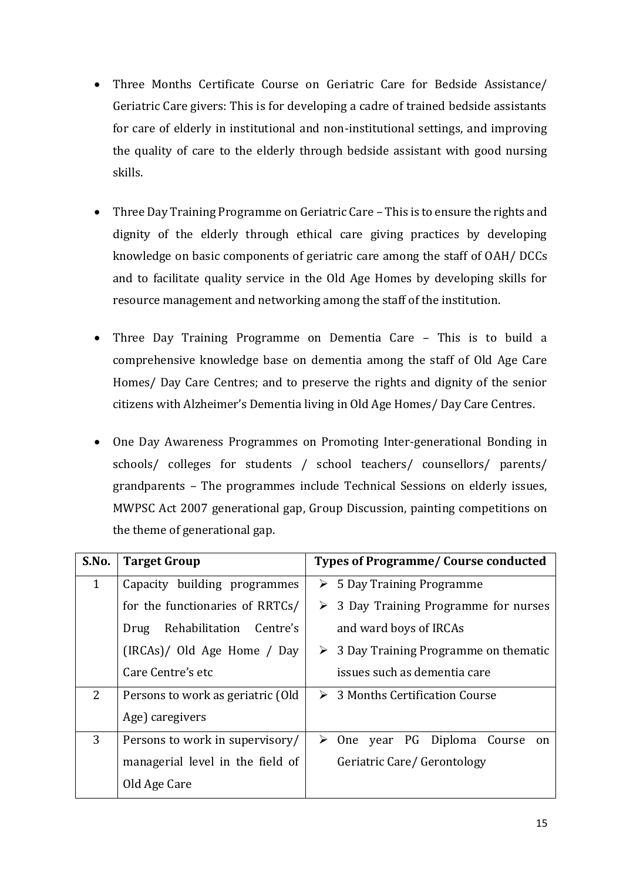- Three Months Certificate Course on Geriatric Care for Bedside Assistance/ Geriatric Care givers: This is for developing a cadre of trained bedside assistants for care of elderly in institutional and non-institutional settings, and improving the quality of care to the elderly through bedside assistant with good nursing skills.

- Three Day Training Programme on Geriatric Care – This is to ensure the rights and dignity of the elderly through ethical care giving practices by developing knowledge on basic components of geriatric care among the staff of OAH/ DCCs and to facilitate quality service in the Old Age Homes by developing skills for resource management and networking among the staff of the institution.

- Three Day Training Programme on Dementia Care – This is to build a comprehensive knowledge base on dementia among the staff of Old Age Care Homes/ Day Care Centres; and to preserve the rights and dignity of the senior citizens with Alzheimer's Dementia living in Old Age Homes/ Day Care Centres.

- One Day Awareness Programmes on Promoting Inter-generational Bonding in schools/ colleges for students / school teachers/ counsellors/ parents/ grandparents – The programmes include Technical Sessions on elderly issues, MWPSC Act 2007 generational gap, Group Discussion, painting competitions on the theme of generational gap.

| S.No. | Target Group | Types of Programme/ Course conducted |
|---|---|---|
| 1 | Capacity building programmes for the functionaries of RRTCs/ Drug Rehabilitation Centre's (IRCAs)/ Old Age Home / Day Care Centre's etc | ➢ 5 Day Training Programme<br>➢ 3 Day Training Programme for nurses and ward boys of IRCAs<br>➢ 3 Day Training Programme on thematic issues such as dementia care |
| 2 | Persons to work as geriatric (Old Age) caregivers | ➢ 3 Months Certification Course |
| 3 | Persons to work in supervisory/ managerial level in the field of Old Age Care | ➢ One year PG Diploma Course on Geriatric Care/ Gerontology |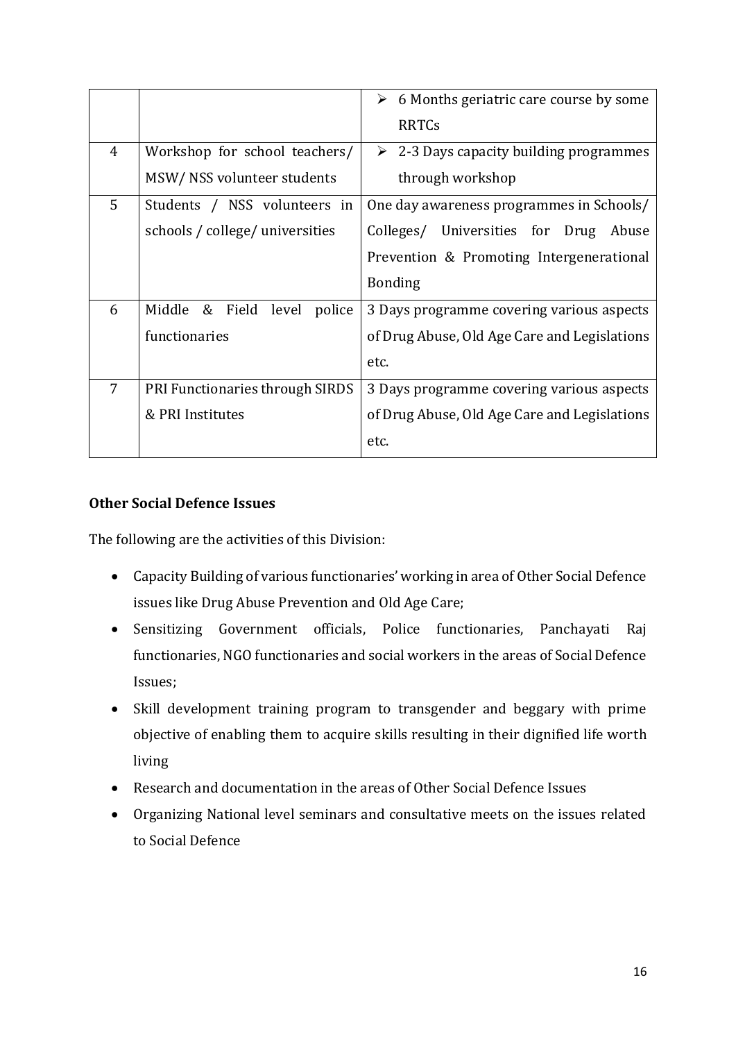| | | ➢ 6 Months geriatric care course by some RRTCs |
|---|---|---|
| 4 | Workshop for school teachers/ MSW/ NSS volunteer students | ➢ 2-3 Days capacity building programmes through workshop |
| 5 | Students / NSS volunteers in schools / college/ universities | One day awareness programmes in Schools/ Colleges/ Universities for Drug Abuse Prevention & Promoting Intergenerational Bonding |
| 6 | Middle & Field level police functionaries | 3 Days programme covering various aspects of Drug Abuse, Old Age Care and Legislations etc. |
| 7 | PRI Functionaries through SIRDS & PRI Institutes | 3 Days programme covering various aspects of Drug Abuse, Old Age Care and Legislations etc. |

**Other Social Defence Issues**

The following are the activities of this Division:

- Capacity Building of various functionaries' working in area of Other Social Defence issues like Drug Abuse Prevention and Old Age Care;
- Sensitizing Government officials, Police functionaries, Panchayati Raj functionaries, NGO functionaries and social workers in the areas of Social Defence Issues;
- Skill development training program to transgender and beggary with prime objective of enabling them to acquire skills resulting in their dignified life worth living
- Research and documentation in the areas of Other Social Defence Issues
- Organizing National level seminars and consultative meets on the issues related to Social Defence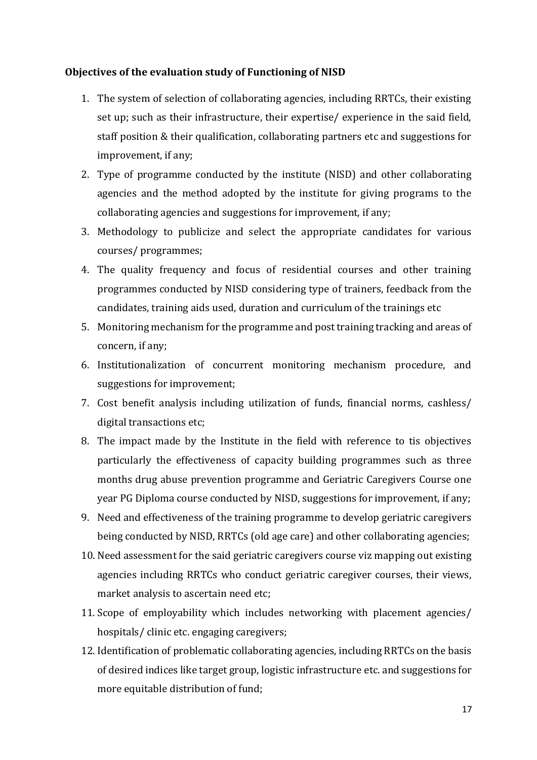**Objectives of the evaluation study of Functioning of NISD**

1. The system of selection of collaborating agencies, including RRTCs, their existing set up; such as their infrastructure, their expertise/ experience in the said field, staff position & their qualification, collaborating partners etc and suggestions for improvement, if any;
2. Type of programme conducted by the institute (NISD) and other collaborating agencies and the method adopted by the institute for giving programs to the collaborating agencies and suggestions for improvement, if any;
3. Methodology to publicize and select the appropriate candidates for various courses/ programmes;
4. The quality frequency and focus of residential courses and other training programmes conducted by NISD considering type of trainers, feedback from the candidates, training aids used, duration and curriculum of the trainings etc
5. Monitoring mechanism for the programme and post training tracking and areas of concern, if any;
6. Institutionalization of concurrent monitoring mechanism procedure, and suggestions for improvement;
7. Cost benefit analysis including utilization of funds, financial norms, cashless/ digital transactions etc;
8. The impact made by the Institute in the field with reference to tis objectives particularly the effectiveness of capacity building programmes such as three months drug abuse prevention programme and Geriatric Caregivers Course one year PG Diploma course conducted by NISD, suggestions for improvement, if any;
9. Need and effectiveness of the training programme to develop geriatric caregivers being conducted by NISD, RRTCs (old age care) and other collaborating agencies;
10. Need assessment for the said geriatric caregivers course viz mapping out existing agencies including RRTCs who conduct geriatric caregiver courses, their views, market analysis to ascertain need etc;
11. Scope of employability which includes networking with placement agencies/ hospitals/ clinic etc. engaging caregivers;
12. Identification of problematic collaborating agencies, including RRTCs on the basis of desired indices like target group, logistic infrastructure etc. and suggestions for more equitable distribution of fund;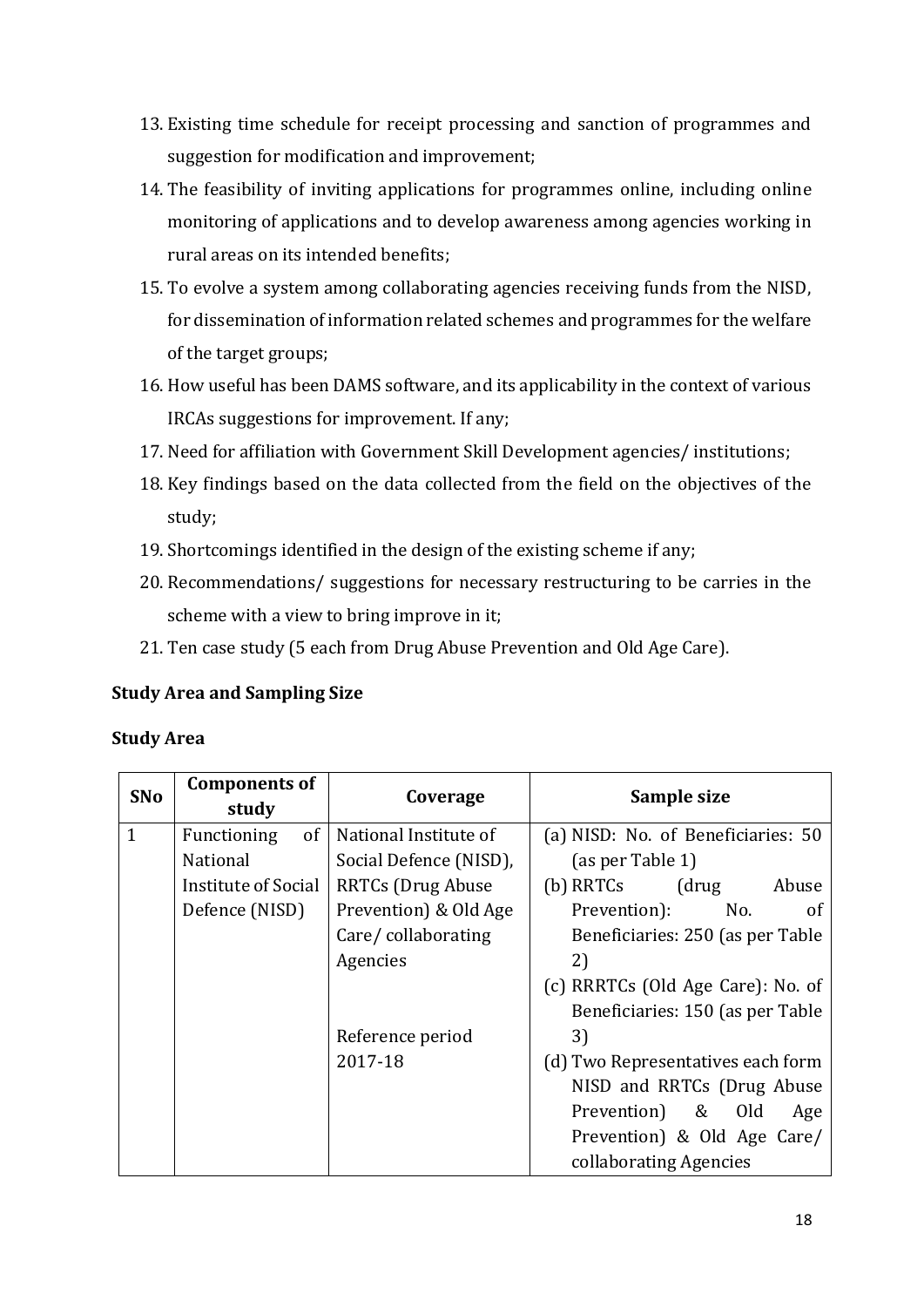13. Existing time schedule for receipt processing and sanction of programmes and suggestion for modification and improvement;
14. The feasibility of inviting applications for programmes online, including online monitoring of applications and to develop awareness among agencies working in rural areas on its intended benefits;
15. To evolve a system among collaborating agencies receiving funds from the NISD, for dissemination of information related schemes and programmes for the welfare of the target groups;
16. How useful has been DAMS software, and its applicability in the context of various IRCAs suggestions for improvement. If any;
17. Need for affiliation with Government Skill Development agencies/ institutions;
18. Key findings based on the data collected from the field on the objectives of the study;
19. Shortcomings identified in the design of the existing scheme if any;
20. Recommendations/ suggestions for necessary restructuring to be carries in the scheme with a view to bring improve in it;
21. Ten case study (5 each from Drug Abuse Prevention and Old Age Care).

**Study Area and Sampling Size**

**Study Area**

| SNo | Components of study | Coverage | Sample size |
|---|---|---|---|
| 1 | Functioning of National Institute of Social Defence (NISD) | National Institute of Social Defence (NISD), RRTCs (Drug Abuse Prevention) & Old Age Care/ collaborating Agencies<br><br>Reference period 2017-18 | (a) NISD: No. of Beneficiaries: 50 (as per Table 1)<br>(b) RRTCs (drug Abuse Prevention): No. of Beneficiaries: 250 (as per Table 2)<br>(c) RRRTCs (Old Age Care): No. of Beneficiaries: 150 (as per Table 3)<br>(d) Two Representatives each form NISD and RRTCs (Drug Abuse Prevention) & Old Age Prevention) & Old Age Care/ collaborating Agencies |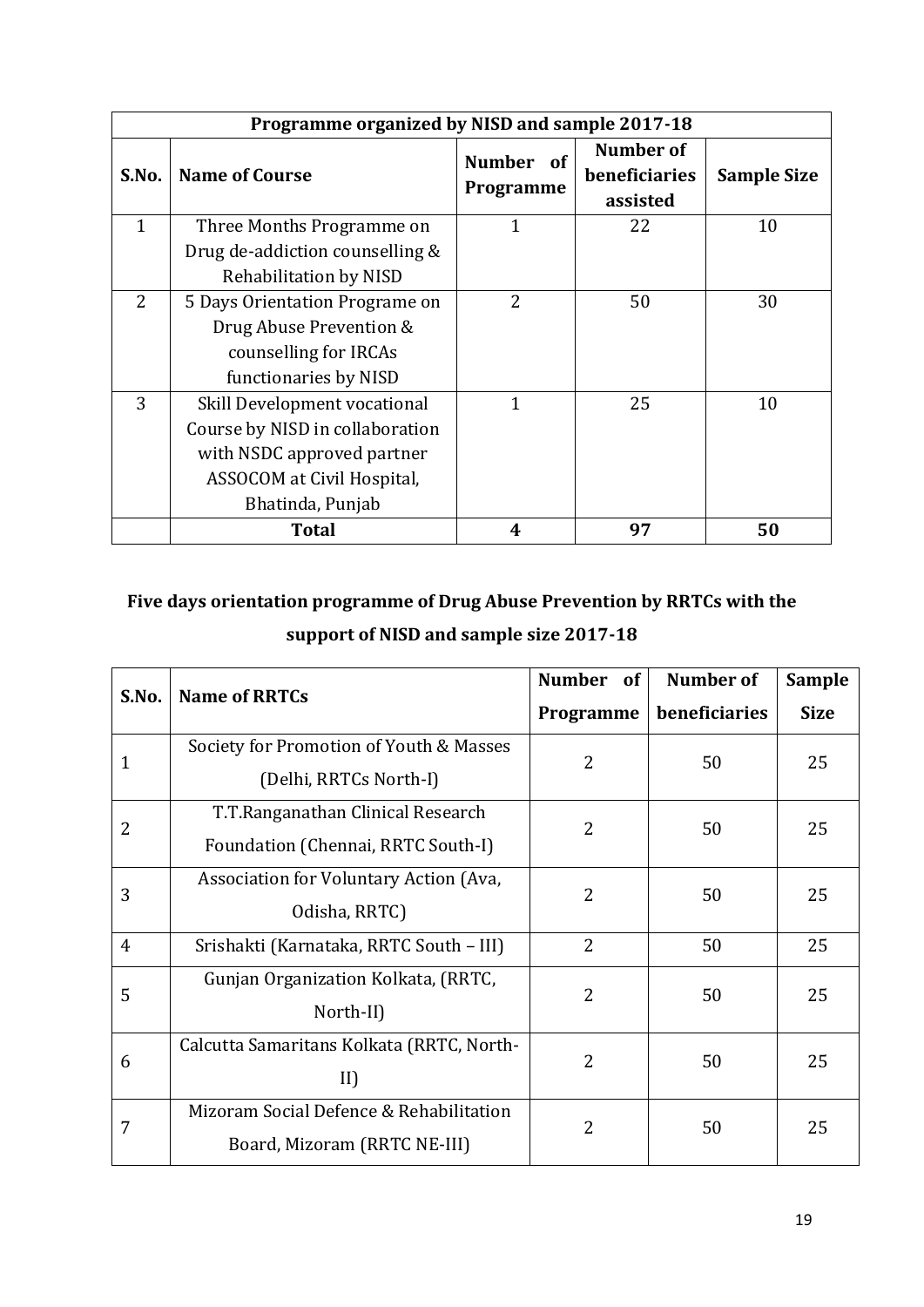| Programme organized by NISD and sample 2017-18 | | | | |
|---|---|---|---|---|
| S.No. | Name of Course | Number of Programme | Number of beneficiaries assisted | Sample Size |
| 1 | Three Months Programme on Drug de-addiction counselling & Rehabilitation by NISD | 1 | 22 | 10 |
| 2 | 5 Days Orientation Programe on Drug Abuse Prevention & counselling for IRCAs functionaries by NISD | 2 | 50 | 30 |
| 3 | Skill Development vocational Course by NISD in collaboration with NSDC approved partner ASSOCOM at Civil Hospital, Bhatinda, Punjab | 1 | 25 | 10 |
| | **Total** | **4** | **97** | **50** |

## Five days orientation programme of Drug Abuse Prevention by RRTCs with the support of NISD and sample size 2017-18

| S.No. | Name of RRTCs | Number of Programme | Number of beneficiaries | Sample Size |
|---|---|---|---|---|
| 1 | Society for Promotion of Youth & Masses (Delhi, RRTCs North-I) | 2 | 50 | 25 |
| 2 | T.T.Ranganathan Clinical Research Foundation (Chennai, RRTC South-I) | 2 | 50 | 25 |
| 3 | Association for Voluntary Action (Ava, Odisha, RRTC) | 2 | 50 | 25 |
| 4 | Srishakti (Karnataka, RRTC South – III) | 2 | 50 | 25 |
| 5 | Gunjan Organization Kolkata, (RRTC, North-II) | 2 | 50 | 25 |
| 6 | Calcutta Samaritans Kolkata (RRTC, North-II) | 2 | 50 | 25 |
| 7 | Mizoram Social Defence & Rehabilitation Board, Mizoram (RRTC NE-III) | 2 | 50 | 25 |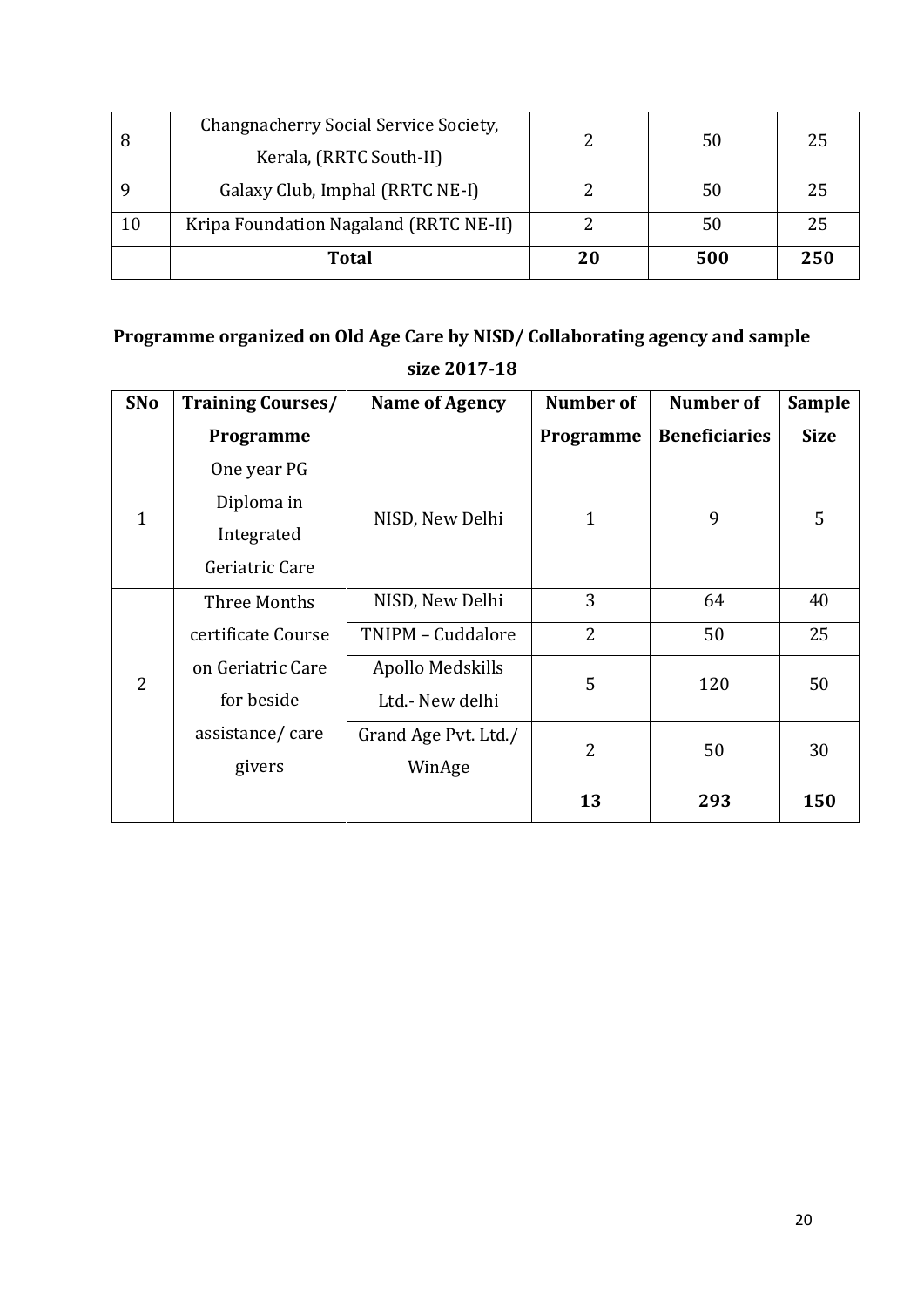| 8 | Changnacherry Social Service Society, Kerala, (RRTC South-II) | 2 | 50 | 25 |
|---|---|---|---|---|
| 9 | Galaxy Club, Imphal (RRTC NE-I) | 2 | 50 | 25 |
| 10 | Kripa Foundation Nagaland (RRTC NE-II) | 2 | 50 | 25 |
| | **Total** | **20** | **500** | **250** |

**Programme organized on Old Age Care by NISD/ Collaborating agency and sample size 2017-18**

| SNo | Training Courses/ Programme | Name of Agency | Number of Programme | Number of Beneficiaries | Sample Size |
|---|---|---|---|---|---|
| 1 | One year PG Diploma in Integrated Geriatric Care | NISD, New Delhi | 1 | 9 | 5 |
| 2 | Three Months certificate Course on Geriatric Care for beside assistance/ care givers | NISD, New Delhi | 3 | 64 | 40 |
| | | TNIPM – Cuddalore | 2 | 50 | 25 |
| | | Apollo Medskills Ltd.- New delhi | 5 | 120 | 50 |
| | | Grand Age Pvt. Ltd./ WinAge | 2 | 50 | 30 |
| | | | **13** | **293** | **150** |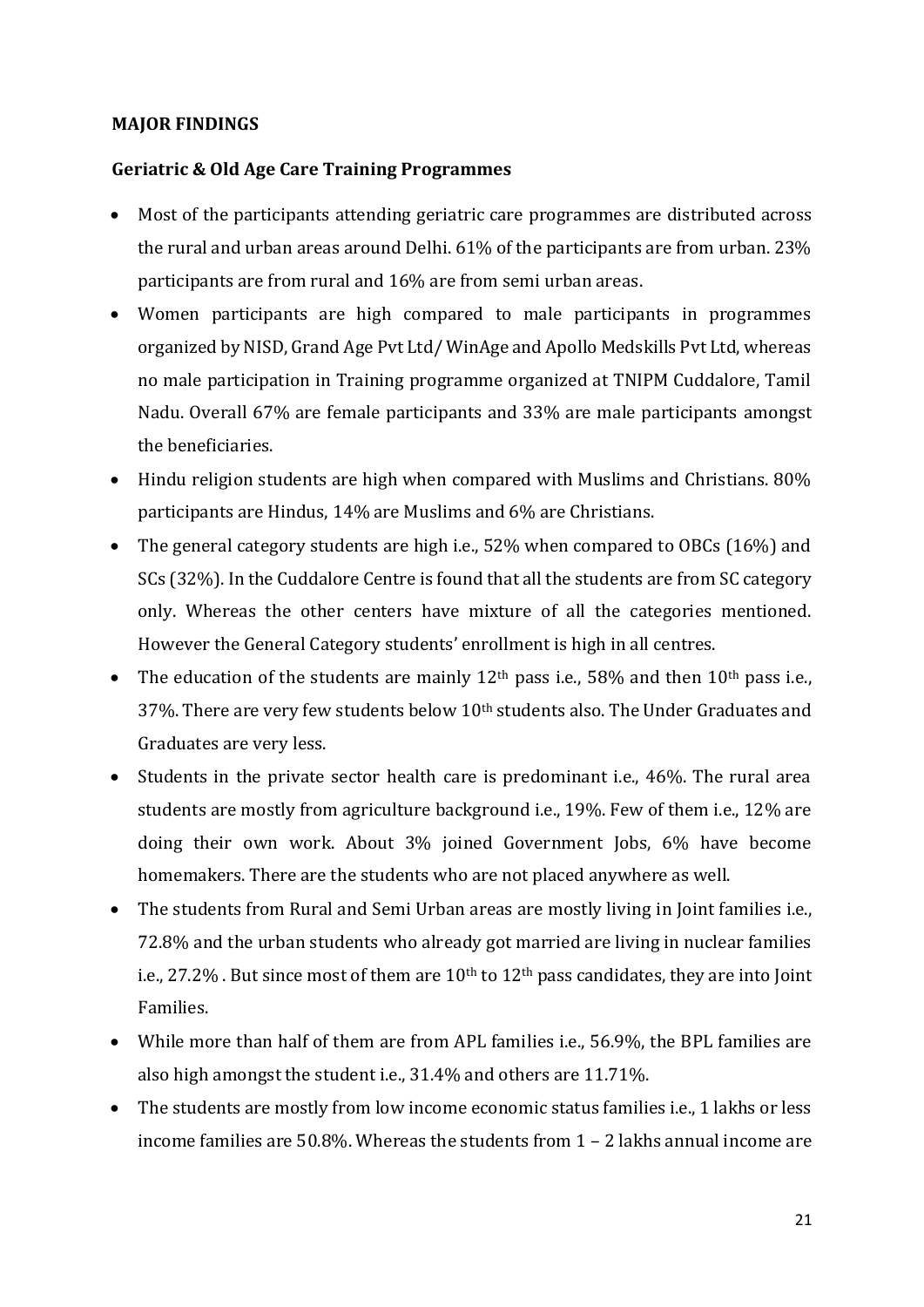**MAJOR FINDINGS**

**Geriatric & Old Age Care Training Programmes**

- Most of the participants attending geriatric care programmes are distributed across the rural and urban areas around Delhi. 61% of the participants are from urban. 23% participants are from rural and 16% are from semi urban areas.
- Women participants are high compared to male participants in programmes organized by NISD, Grand Age Pvt Ltd/ WinAge and Apollo Medskills Pvt Ltd, whereas no male participation in Training programme organized at TNIPM Cuddalore, Tamil Nadu. Overall 67% are female participants and 33% are male participants amongst the beneficiaries.
- Hindu religion students are high when compared with Muslims and Christians. 80% participants are Hindus, 14% are Muslims and 6% are Christians.
- The general category students are high i.e., 52% when compared to OBCs (16%) and SCs (32%). In the Cuddalore Centre is found that all the students are from SC category only. Whereas the other centers have mixture of all the categories mentioned. However the General Category students' enrollment is high in all centres.
- The education of the students are mainly 12th pass i.e., 58% and then 10th pass i.e., 37%. There are very few students below 10th students also. The Under Graduates and Graduates are very less.
- Students in the private sector health care is predominant i.e., 46%. The rural area students are mostly from agriculture background i.e., 19%. Few of them i.e., 12% are doing their own work. About 3% joined Government Jobs, 6% have become homemakers. There are the students who are not placed anywhere as well.
- The students from Rural and Semi Urban areas are mostly living in Joint families i.e., 72.8% and the urban students who already got married are living in nuclear families i.e., 27.2% . But since most of them are 10th to 12th pass candidates, they are into Joint Families.
- While more than half of them are from APL families i.e., 56.9%, the BPL families are also high amongst the student i.e., 31.4% and others are 11.71%.
- The students are mostly from low income economic status families i.e., 1 lakhs or less income families are 50.8%. Whereas the students from 1 – 2 lakhs annual income are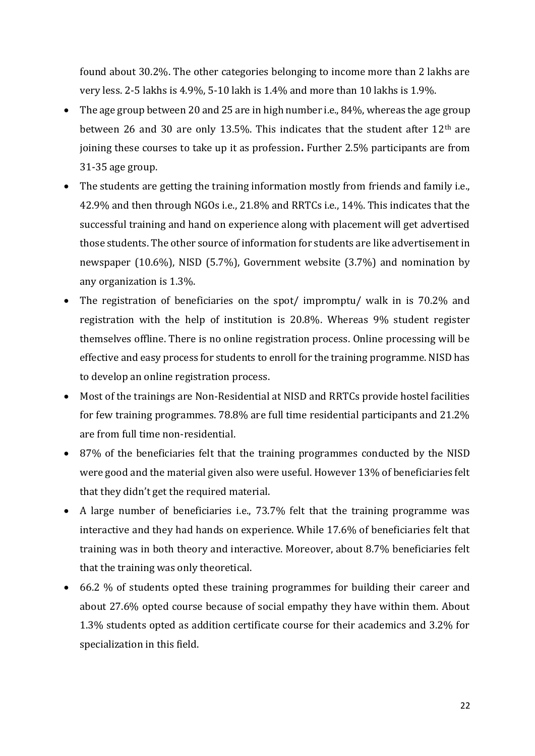found about 30.2%. The other categories belonging to income more than 2 lakhs are very less. 2-5 lakhs is 4.9%, 5-10 lakh is 1.4% and more than 10 lakhs is 1.9%.

- The age group between 20 and 25 are in high number i.e., 84%, whereas the age group between 26 and 30 are only 13.5%. This indicates that the student after 12th are joining these courses to take up it as profession**.** Further 2.5% participants are from 31-35 age group.
- The students are getting the training information mostly from friends and family i.e., 42.9% and then through NGOs i.e., 21.8% and RRTCs i.e., 14%. This indicates that the successful training and hand on experience along with placement will get advertised those students. The other source of information for students are like advertisement in newspaper (10.6%), NISD (5.7%), Government website (3.7%) and nomination by any organization is 1.3%.
- The registration of beneficiaries on the spot/ impromptu/ walk in is 70.2% and registration with the help of institution is 20.8%. Whereas 9% student register themselves offline. There is no online registration process. Online processing will be effective and easy process for students to enroll for the training programme. NISD has to develop an online registration process.
- Most of the trainings are Non-Residential at NISD and RRTCs provide hostel facilities for few training programmes. 78.8% are full time residential participants and 21.2% are from full time non-residential.
- 87% of the beneficiaries felt that the training programmes conducted by the NISD were good and the material given also were useful. However 13% of beneficiaries felt that they didn't get the required material.
- A large number of beneficiaries i.e., 73.7% felt that the training programme was interactive and they had hands on experience. While 17.6% of beneficiaries felt that training was in both theory and interactive. Moreover, about 8.7% beneficiaries felt that the training was only theoretical.
- 66.2 % of students opted these training programmes for building their career and about 27.6% opted course because of social empathy they have within them. About 1.3% students opted as addition certificate course for their academics and 3.2% for specialization in this field.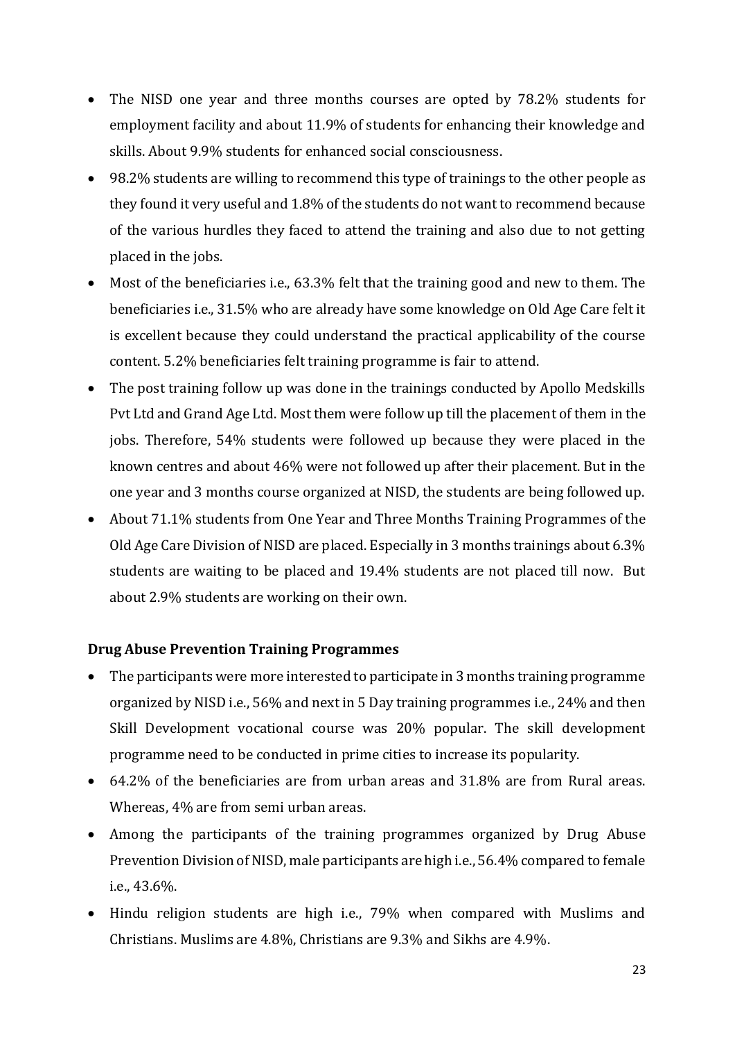- The NISD one year and three months courses are opted by 78.2% students for employment facility and about 11.9% of students for enhancing their knowledge and skills. About 9.9% students for enhanced social consciousness.
- 98.2% students are willing to recommend this type of trainings to the other people as they found it very useful and 1.8% of the students do not want to recommend because of the various hurdles they faced to attend the training and also due to not getting placed in the jobs.
- Most of the beneficiaries i.e., 63.3% felt that the training good and new to them. The beneficiaries i.e., 31.5% who are already have some knowledge on Old Age Care felt it is excellent because they could understand the practical applicability of the course content. 5.2% beneficiaries felt training programme is fair to attend.
- The post training follow up was done in the trainings conducted by Apollo Medskills Pvt Ltd and Grand Age Ltd. Most them were follow up till the placement of them in the jobs. Therefore, 54% students were followed up because they were placed in the known centres and about 46% were not followed up after their placement. But in the one year and 3 months course organized at NISD, the students are being followed up.
- About 71.1% students from One Year and Three Months Training Programmes of the Old Age Care Division of NISD are placed. Especially in 3 months trainings about 6.3% students are waiting to be placed and 19.4% students are not placed till now. But about 2.9% students are working on their own.

**Drug Abuse Prevention Training Programmes**

- The participants were more interested to participate in 3 months training programme organized by NISD i.e., 56% and next in 5 Day training programmes i.e., 24% and then Skill Development vocational course was 20% popular. The skill development programme need to be conducted in prime cities to increase its popularity.
- 64.2% of the beneficiaries are from urban areas and 31.8% are from Rural areas. Whereas, 4% are from semi urban areas.
- Among the participants of the training programmes organized by Drug Abuse Prevention Division of NISD, male participants are high i.e., 56.4% compared to female i.e., 43.6%.
- Hindu religion students are high i.e., 79% when compared with Muslims and Christians. Muslims are 4.8%, Christians are 9.3% and Sikhs are 4.9%.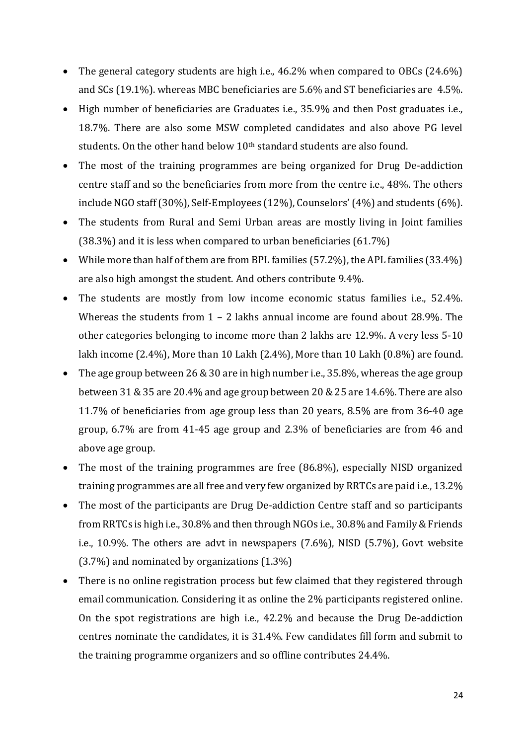- The general category students are high i.e., 46.2% when compared to OBCs (24.6%) and SCs (19.1%). whereas MBC beneficiaries are 5.6% and ST beneficiaries are 4.5%.
- High number of beneficiaries are Graduates i.e., 35.9% and then Post graduates i.e., 18.7%. There are also some MSW completed candidates and also above PG level students. On the other hand below 10th standard students are also found.
- The most of the training programmes are being organized for Drug De-addiction centre staff and so the beneficiaries from more from the centre i.e., 48%. The others include NGO staff (30%), Self-Employees (12%), Counselors' (4%) and students (6%).
- The students from Rural and Semi Urban areas are mostly living in Joint families (38.3%) and it is less when compared to urban beneficiaries (61.7%)
- While more than half of them are from BPL families (57.2%), the APL families (33.4%) are also high amongst the student. And others contribute 9.4%.
- The students are mostly from low income economic status families i.e., 52.4%. Whereas the students from 1 – 2 lakhs annual income are found about 28.9%. The other categories belonging to income more than 2 lakhs are 12.9%. A very less 5-10 lakh income (2.4%), More than 10 Lakh (2.4%), More than 10 Lakh (0.8%) are found.
- The age group between 26 & 30 are in high number i.e., 35.8%, whereas the age group between 31 & 35 are 20.4% and age group between 20 & 25 are 14.6%. There are also 11.7% of beneficiaries from age group less than 20 years, 8.5% are from 36-40 age group, 6.7% are from 41-45 age group and 2.3% of beneficiaries are from 46 and above age group.
- The most of the training programmes are free (86.8%), especially NISD organized training programmes are all free and very few organized by RRTCs are paid i.e., 13.2%
- The most of the participants are Drug De-addiction Centre staff and so participants from RRTCs is high i.e., 30.8% and then through NGOs i.e., 30.8% and Family & Friends i.e., 10.9%. The others are advt in newspapers (7.6%), NISD (5.7%), Govt website (3.7%) and nominated by organizations (1.3%)
- There is no online registration process but few claimed that they registered through email communication. Considering it as online the 2% participants registered online. On the spot registrations are high i.e., 42.2% and because the Drug De-addiction centres nominate the candidates, it is 31.4%. Few candidates fill form and submit to the training programme organizers and so offline contributes 24.4%.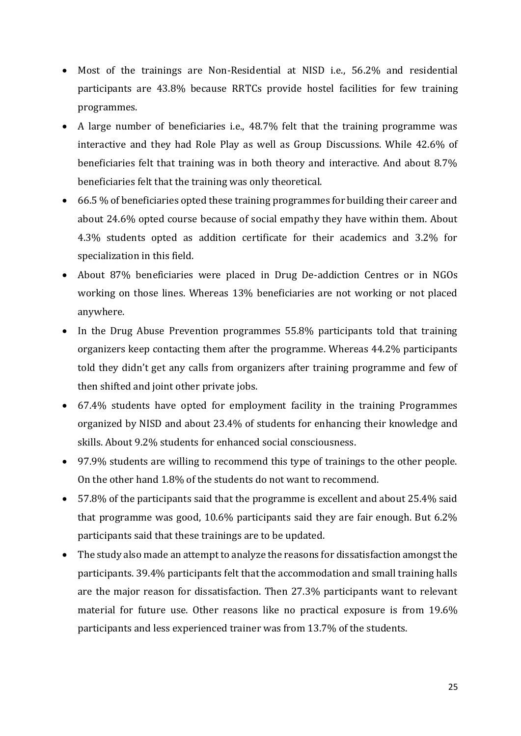- Most of the trainings are Non-Residential at NISD i.e., 56.2% and residential participants are 43.8% because RRTCs provide hostel facilities for few training programmes.
- A large number of beneficiaries i.e., 48.7% felt that the training programme was interactive and they had Role Play as well as Group Discussions. While 42.6% of beneficiaries felt that training was in both theory and interactive. And about 8.7% beneficiaries felt that the training was only theoretical.
- 66.5 % of beneficiaries opted these training programmes for building their career and about 24.6% opted course because of social empathy they have within them. About 4.3% students opted as addition certificate for their academics and 3.2% for specialization in this field.
- About 87% beneficiaries were placed in Drug De-addiction Centres or in NGOs working on those lines. Whereas 13% beneficiaries are not working or not placed anywhere.
- In the Drug Abuse Prevention programmes 55.8% participants told that training organizers keep contacting them after the programme. Whereas 44.2% participants told they didn't get any calls from organizers after training programme and few of then shifted and joint other private jobs.
- 67.4% students have opted for employment facility in the training Programmes organized by NISD and about 23.4% of students for enhancing their knowledge and skills. About 9.2% students for enhanced social consciousness.
- 97.9% students are willing to recommend this type of trainings to the other people. On the other hand 1.8% of the students do not want to recommend.
- 57.8% of the participants said that the programme is excellent and about 25.4% said that programme was good, 10.6% participants said they are fair enough. But 6.2% participants said that these trainings are to be updated.
- The study also made an attempt to analyze the reasons for dissatisfaction amongst the participants. 39.4% participants felt that the accommodation and small training halls are the major reason for dissatisfaction. Then 27.3% participants want to relevant material for future use. Other reasons like no practical exposure is from 19.6% participants and less experienced trainer was from 13.7% of the students.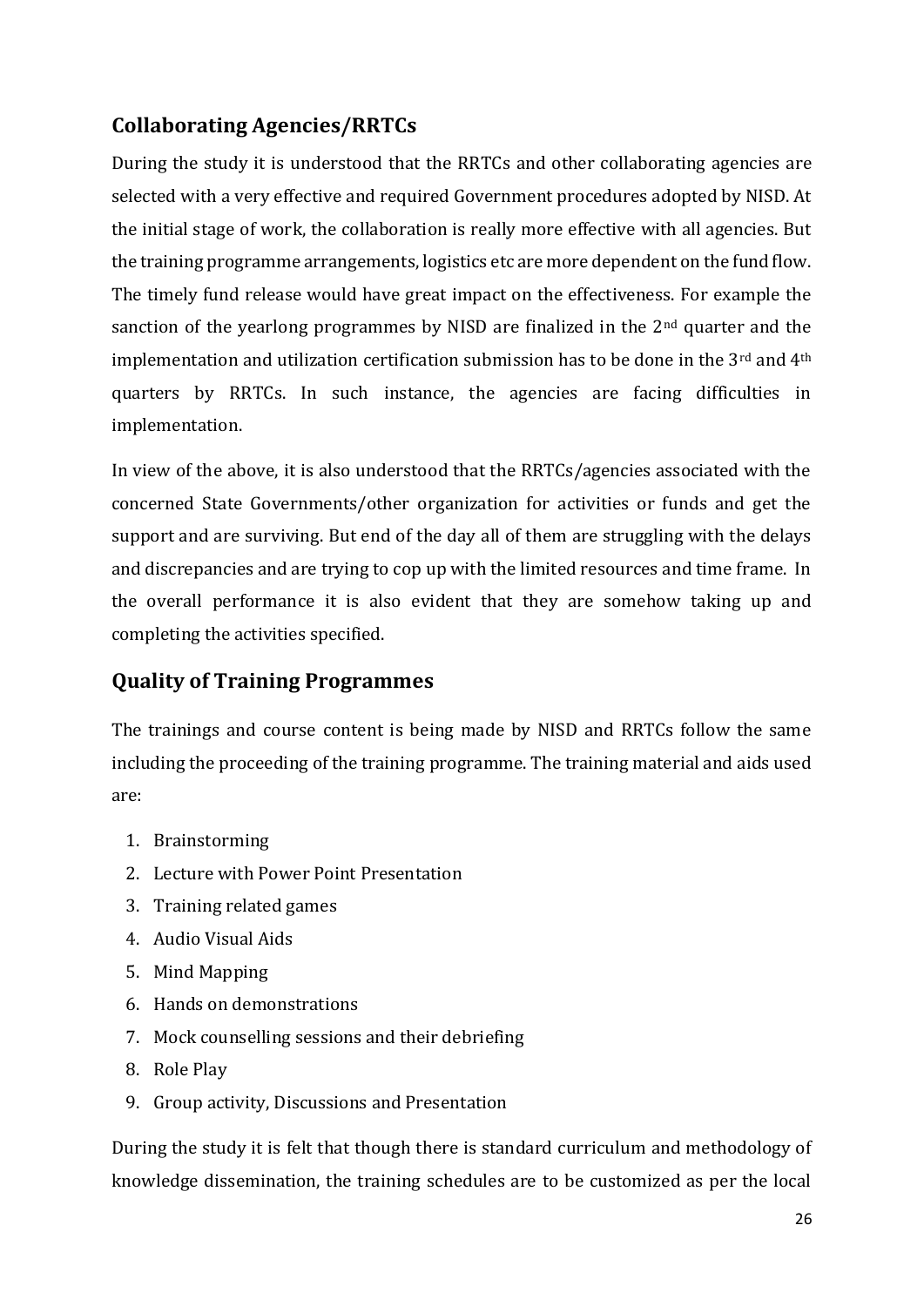## Collaborating Agencies/RRTCs

During the study it is understood that the RRTCs and other collaborating agencies are selected with a very effective and required Government procedures adopted by NISD. At the initial stage of work, the collaboration is really more effective with all agencies. But the training programme arrangements, logistics etc are more dependent on the fund flow. The timely fund release would have great impact on the effectiveness. For example the sanction of the yearlong programmes by NISD are finalized in the 2nd quarter and the implementation and utilization certification submission has to be done in the 3rd and 4th quarters by RRTCs. In such instance, the agencies are facing difficulties in implementation.

In view of the above, it is also understood that the RRTCs/agencies associated with the concerned State Governments/other organization for activities or funds and get the support and are surviving. But end of the day all of them are struggling with the delays and discrepancies and are trying to cop up with the limited resources and time frame. In the overall performance it is also evident that they are somehow taking up and completing the activities specified.

## Quality of Training Programmes

The trainings and course content is being made by NISD and RRTCs follow the same including the proceeding of the training programme. The training material and aids used are:

1. Brainstorming
2. Lecture with Power Point Presentation
3. Training related games
4. Audio Visual Aids
5. Mind Mapping
6. Hands on demonstrations
7. Mock counselling sessions and their debriefing
8. Role Play
9. Group activity, Discussions and Presentation

During the study it is felt that though there is standard curriculum and methodology of knowledge dissemination, the training schedules are to be customized as per the local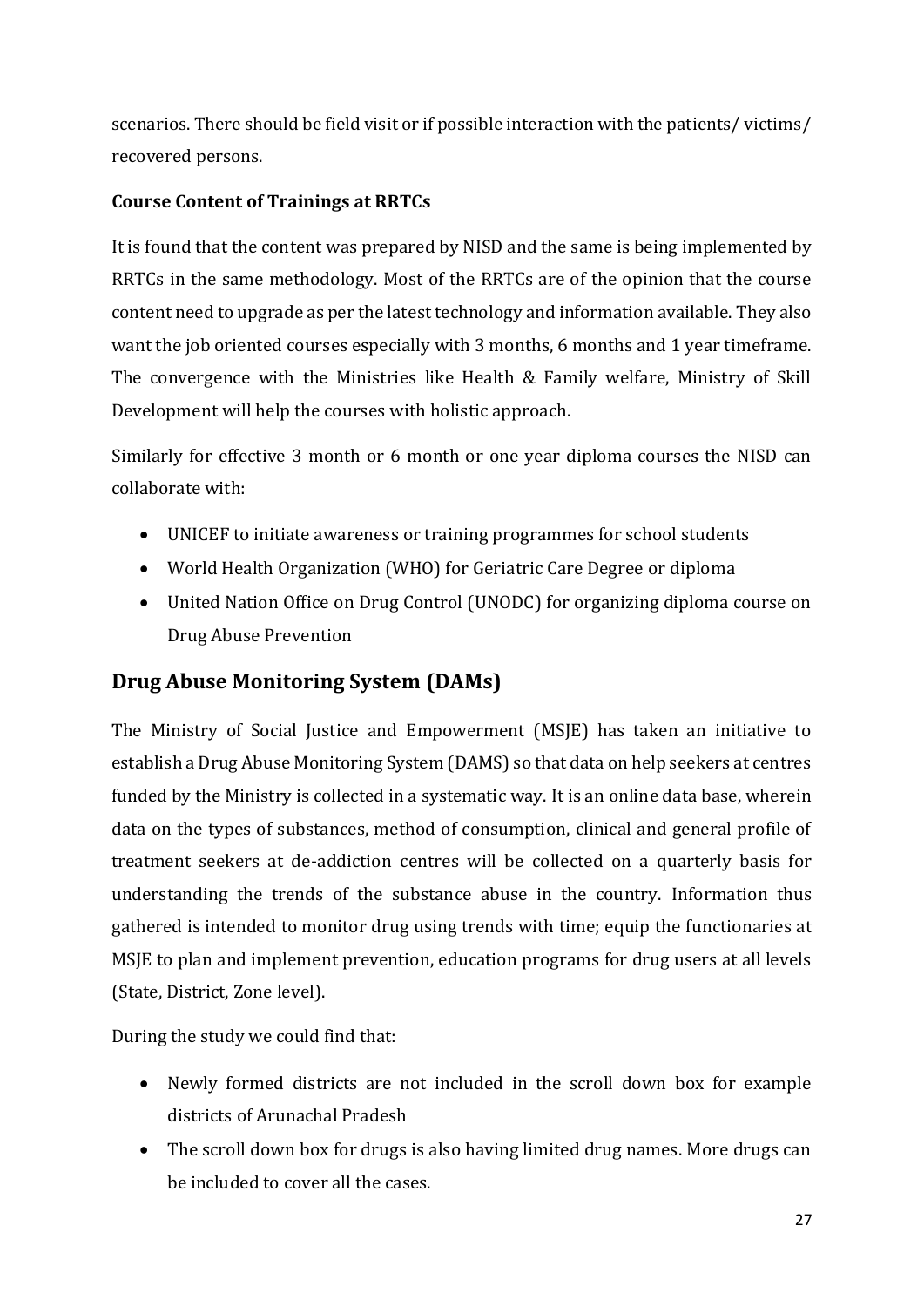scenarios. There should be field visit or if possible interaction with the patients/ victims/ recovered persons.

**Course Content of Trainings at RRTCs**

It is found that the content was prepared by NISD and the same is being implemented by RRTCs in the same methodology. Most of the RRTCs are of the opinion that the course content need to upgrade as per the latest technology and information available. They also want the job oriented courses especially with 3 months, 6 months and 1 year timeframe. The convergence with the Ministries like Health & Family welfare, Ministry of Skill Development will help the courses with holistic approach.

Similarly for effective 3 month or 6 month or one year diploma courses the NISD can collaborate with:

- UNICEF to initiate awareness or training programmes for school students
- World Health Organization (WHO) for Geriatric Care Degree or diploma
- United Nation Office on Drug Control (UNODC) for organizing diploma course on Drug Abuse Prevention

## Drug Abuse Monitoring System (DAMs)

The Ministry of Social Justice and Empowerment (MSJE) has taken an initiative to establish a Drug Abuse Monitoring System (DAMS) so that data on help seekers at centres funded by the Ministry is collected in a systematic way. It is an online data base, wherein data on the types of substances, method of consumption, clinical and general profile of treatment seekers at de-addiction centres will be collected on a quarterly basis for understanding the trends of the substance abuse in the country. Information thus gathered is intended to monitor drug using trends with time; equip the functionaries at MSJE to plan and implement prevention, education programs for drug users at all levels (State, District, Zone level).

During the study we could find that:

- Newly formed districts are not included in the scroll down box for example districts of Arunachal Pradesh
- The scroll down box for drugs is also having limited drug names. More drugs can be included to cover all the cases.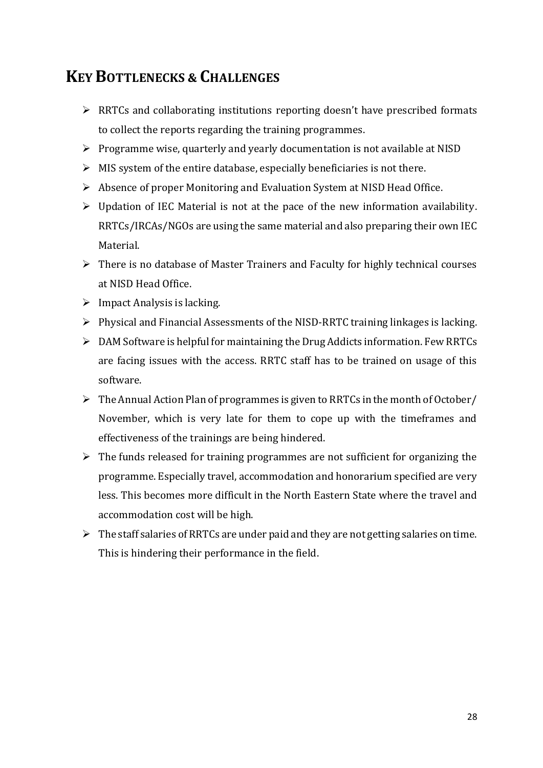## KEY BOTTLENECKS & CHALLENGES

- RRTCs and collaborating institutions reporting doesn't have prescribed formats to collect the reports regarding the training programmes.
- Programme wise, quarterly and yearly documentation is not available at NISD
- MIS system of the entire database, especially beneficiaries is not there.
- Absence of proper Monitoring and Evaluation System at NISD Head Office.
- Updation of IEC Material is not at the pace of the new information availability. RRTCs/IRCAs/NGOs are using the same material and also preparing their own IEC Material.
- There is no database of Master Trainers and Faculty for highly technical courses at NISD Head Office.
- Impact Analysis is lacking.
- Physical and Financial Assessments of the NISD-RRTC training linkages is lacking.
- DAM Software is helpful for maintaining the Drug Addicts information. Few RRTCs are facing issues with the access. RRTC staff has to be trained on usage of this software.
- The Annual Action Plan of programmes is given to RRTCs in the month of October/ November, which is very late for them to cope up with the timeframes and effectiveness of the trainings are being hindered.
- The funds released for training programmes are not sufficient for organizing the programme. Especially travel, accommodation and honorarium specified are very less. This becomes more difficult in the North Eastern State where the travel and accommodation cost will be high.
- The staff salaries of RRTCs are under paid and they are not getting salaries on time. This is hindering their performance in the field.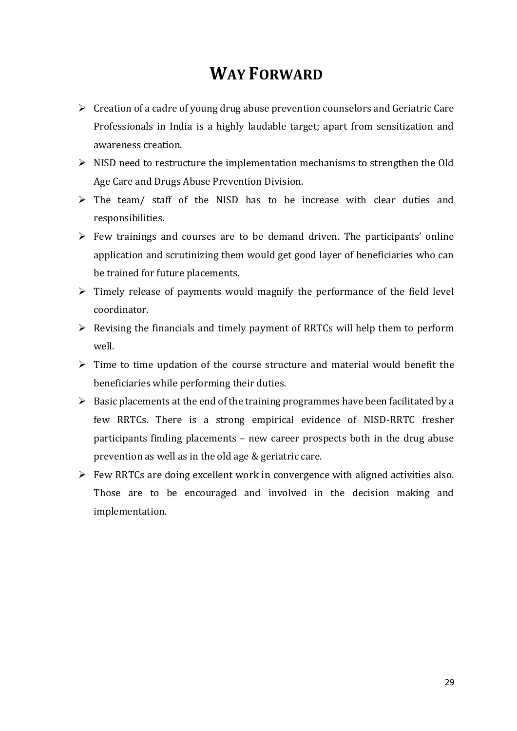# WAY FORWARD

- Creation of a cadre of young drug abuse prevention counselors and Geriatric Care Professionals in India is a highly laudable target; apart from sensitization and awareness creation.
- NISD need to restructure the implementation mechanisms to strengthen the Old Age Care and Drugs Abuse Prevention Division.
- The team/ staff of the NISD has to be increase with clear duties and responsibilities.
- Few trainings and courses are to be demand driven. The participants' online application and scrutinizing them would get good layer of beneficiaries who can be trained for future placements.
- Timely release of payments would magnify the performance of the field level coordinator.
- Revising the financials and timely payment of RRTCs will help them to perform well.
- Time to time updation of the course structure and material would benefit the beneficiaries while performing their duties.
- Basic placements at the end of the training programmes have been facilitated by a few RRTCs. There is a strong empirical evidence of NISD-RRTC fresher participants finding placements – new career prospects both in the drug abuse prevention as well as in the old age & geriatric care.
- Few RRTCs are doing excellent work in convergence with aligned activities also. Those are to be encouraged and involved in the decision making and implementation.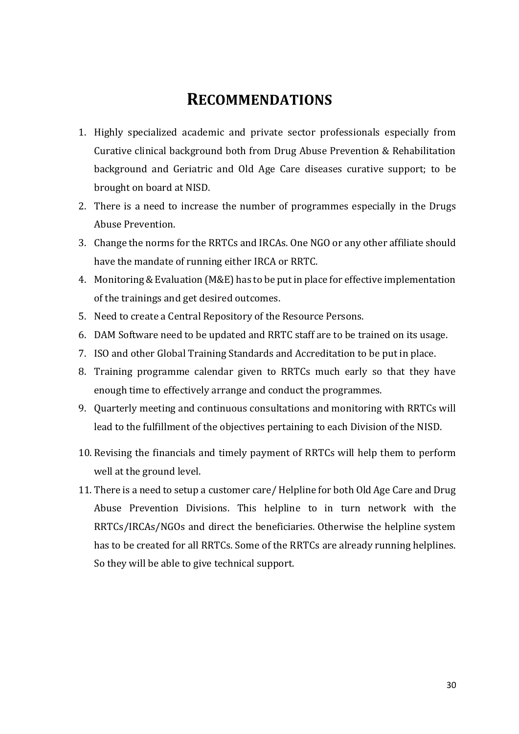# RECOMMENDATIONS

1. Highly specialized academic and private sector professionals especially from Curative clinical background both from Drug Abuse Prevention & Rehabilitation background and Geriatric and Old Age Care diseases curative support; to be brought on board at NISD.
2. There is a need to increase the number of programmes especially in the Drugs Abuse Prevention.
3. Change the norms for the RRTCs and IRCAs. One NGO or any other affiliate should have the mandate of running either IRCA or RRTC.
4. Monitoring & Evaluation (M&E) has to be put in place for effective implementation of the trainings and get desired outcomes.
5. Need to create a Central Repository of the Resource Persons.
6. DAM Software need to be updated and RRTC staff are to be trained on its usage.
7. ISO and other Global Training Standards and Accreditation to be put in place.
8. Training programme calendar given to RRTCs much early so that they have enough time to effectively arrange and conduct the programmes.
9. Quarterly meeting and continuous consultations and monitoring with RRTCs will lead to the fulfillment of the objectives pertaining to each Division of the NISD.
10. Revising the financials and timely payment of RRTCs will help them to perform well at the ground level.
11. There is a need to setup a customer care/ Helpline for both Old Age Care and Drug Abuse Prevention Divisions. This helpline to in turn network with the RRTCs/IRCAs/NGOs and direct the beneficiaries. Otherwise the helpline system has to be created for all RRTCs. Some of the RRTCs are already running helplines. So they will be able to give technical support.